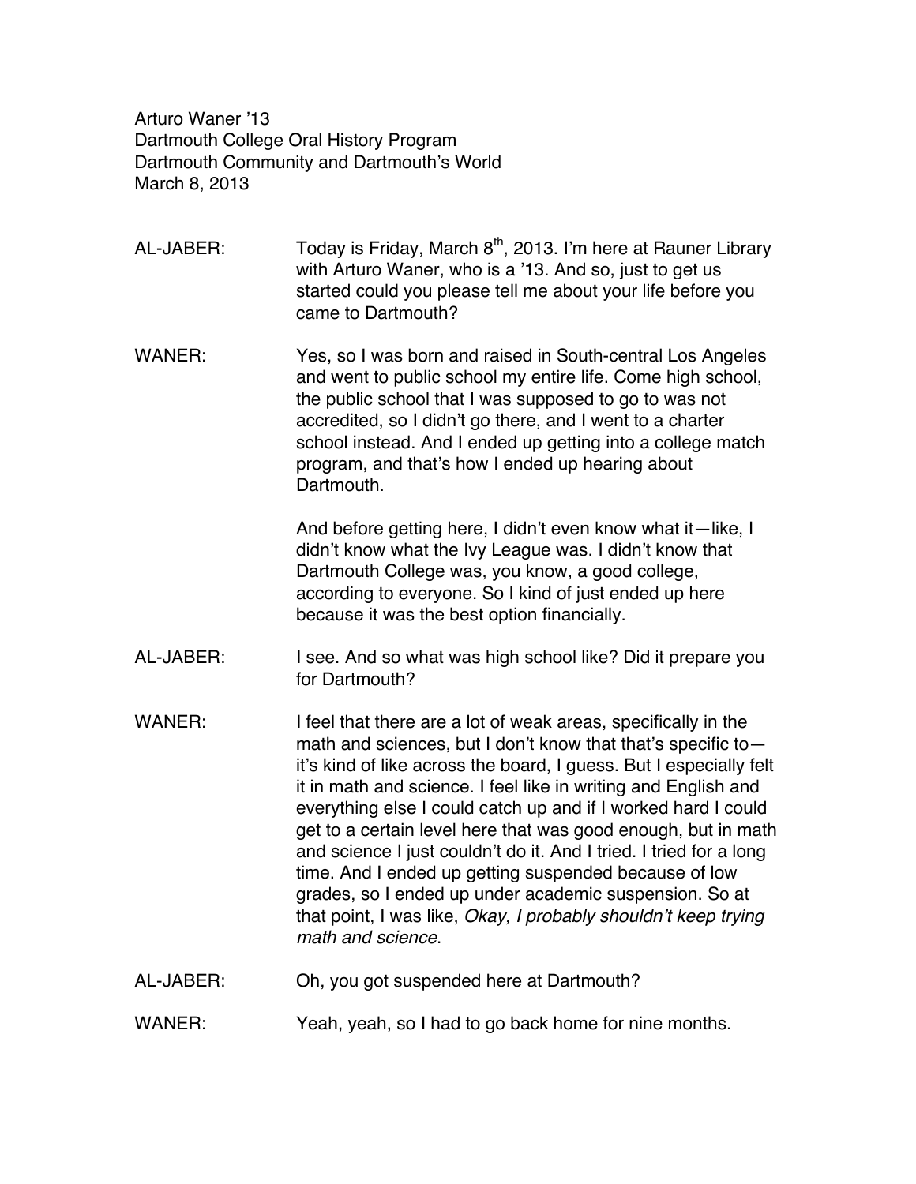Arturo Waner '13
Dartmouth College Oral History Program
Dartmouth Community and Dartmouth's World
March 8, 2013

AL-JABER: Today is Friday, March 8th, 2013. I'm here at Rauner Library with Arturo Waner, who is a '13. And so, just to get us started could you please tell me about your life before you came to Dartmouth?

WANER: Yes, so I was born and raised in South-central Los Angeles and went to public school my entire life. Come high school, the public school that I was supposed to go to was not accredited, so I didn't go there, and I went to a charter school instead. And I ended up getting into a college match program, and that's how I ended up hearing about Dartmouth.

And before getting here, I didn't even know what it—like, I didn't know what the Ivy League was. I didn't know that Dartmouth College was, you know, a good college, according to everyone. So I kind of just ended up here because it was the best option financially.

AL-JABER: I see. And so what was high school like? Did it prepare you for Dartmouth?

WANER: I feel that there are a lot of weak areas, specifically in the math and sciences, but I don't know that that's specific to—it's kind of like across the board, I guess. But I especially felt it in math and science. I feel like in writing and English and everything else I could catch up and if I worked hard I could get to a certain level here that was good enough, but in math and science I just couldn't do it. And I tried. I tried for a long time. And I ended up getting suspended because of low grades, so I ended up under academic suspension. So at that point, I was like, *Okay, I probably shouldn't keep trying math and science*.

AL-JABER: Oh, you got suspended here at Dartmouth?

WANER: Yeah, yeah, so I had to go back home for nine months.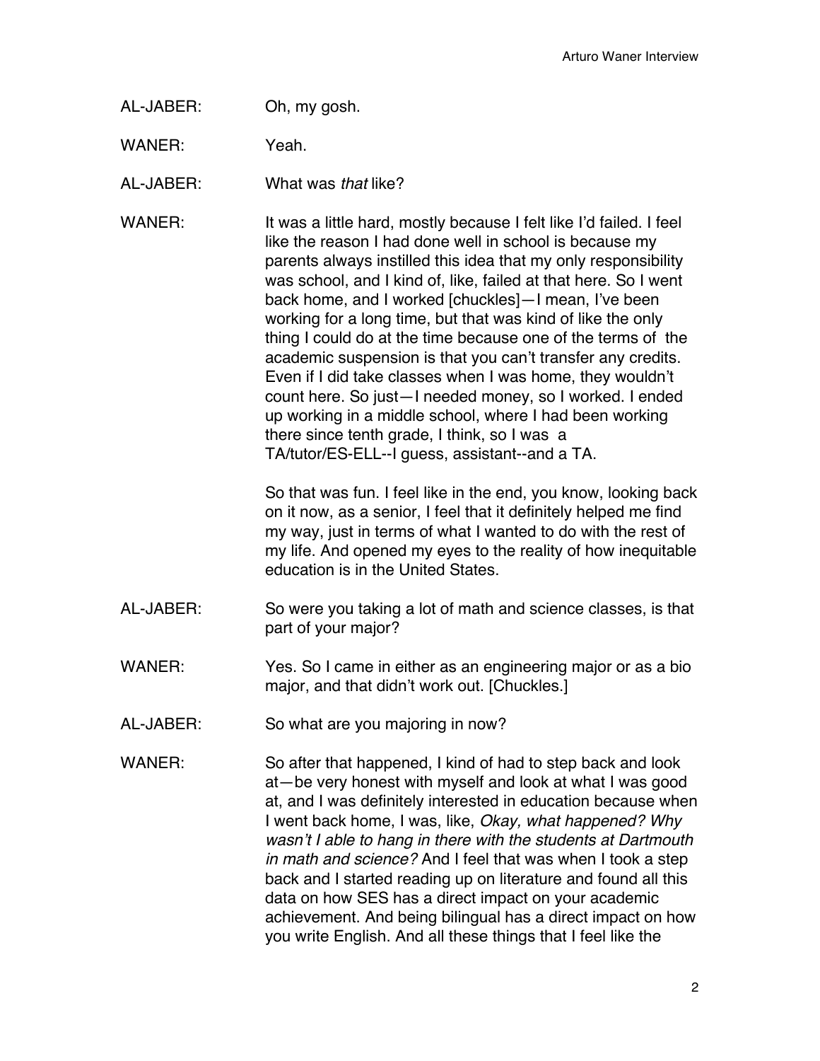AL-JABER: Oh, my gosh.

WANER: Yeah.

AL-JABER: What was *that* like?

WANER: It was a little hard, mostly because I felt like I'd failed. I feel like the reason I had done well in school is because my parents always instilled this idea that my only responsibility was school, and I kind of, like, failed at that here. So I went back home, and I worked [chuckles]—I mean, I've been working for a long time, but that was kind of like the only thing I could do at the time because one of the terms of the academic suspension is that you can't transfer any credits. Even if I did take classes when I was home, they wouldn't count here. So just—I needed money, so I worked. I ended up working in a middle school, where I had been working there since tenth grade, I think, so I was a TA/tutor/ES-ELL--I guess, assistant--and a TA.

So that was fun. I feel like in the end, you know, looking back on it now, as a senior, I feel that it definitely helped me find my way, just in terms of what I wanted to do with the rest of my life. And opened my eyes to the reality of how inequitable education is in the United States.

AL-JABER: So were you taking a lot of math and science classes, is that part of your major?

WANER: Yes. So I came in either as an engineering major or as a bio major, and that didn't work out. [Chuckles.]

AL-JABER: So what are you majoring in now?

WANER: So after that happened, I kind of had to step back and look at—be very honest with myself and look at what I was good at, and I was definitely interested in education because when I went back home, I was, like, *Okay, what happened? Why wasn't I able to hang in there with the students at Dartmouth in math and science?* And I feel that was when I took a step back and I started reading up on literature and found all this data on how SES has a direct impact on your academic achievement. And being bilingual has a direct impact on how you write English. And all these things that I feel like the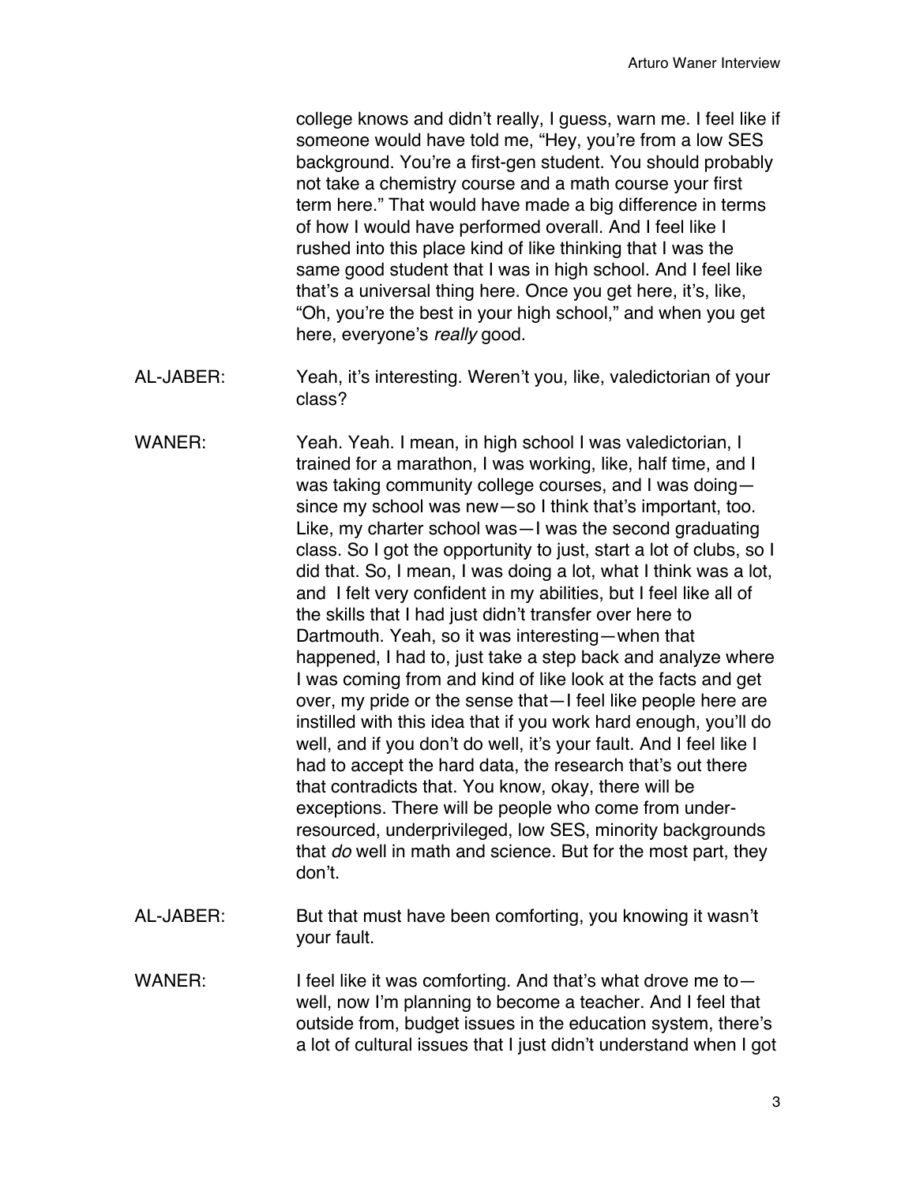college knows and didn't really, I guess, warn me. I feel like if someone would have told me, "Hey, you're from a low SES background. You're a first-gen student. You should probably not take a chemistry course and a math course your first term here." That would have made a big difference in terms of how I would have performed overall. And I feel like I rushed into this place kind of like thinking that I was the same good student that I was in high school. And I feel like that's a universal thing here. Once you get here, it's, like, "Oh, you're the best in your high school," and when you get here, everyone's *really* good.

AL-JABER: Yeah, it's interesting. Weren't you, like, valedictorian of your class?

WANER: Yeah. Yeah. I mean, in high school I was valedictorian, I trained for a marathon, I was working, like, half time, and I was taking community college courses, and I was doing—since my school was new—so I think that's important, too. Like, my charter school was—I was the second graduating class. So I got the opportunity to just, start a lot of clubs, so I did that. So, I mean, I was doing a lot, what I think was a lot, and I felt very confident in my abilities, but I feel like all of the skills that I had just didn't transfer over here to Dartmouth. Yeah, so it was interesting—when that happened, I had to, just take a step back and analyze where I was coming from and kind of like look at the facts and get over, my pride or the sense that—I feel like people here are instilled with this idea that if you work hard enough, you'll do well, and if you don't do well, it's your fault. And I feel like I had to accept the hard data, the research that's out there that contradicts that. You know, okay, there will be exceptions. There will be people who come from under-resourced, underprivileged, low SES, minority backgrounds that *do* well in math and science. But for the most part, they don't.

AL-JABER: But that must have been comforting, you knowing it wasn't your fault.

WANER: I feel like it was comforting. And that's what drove me to—well, now I'm planning to become a teacher. And I feel that outside from, budget issues in the education system, there's a lot of cultural issues that I just didn't understand when I got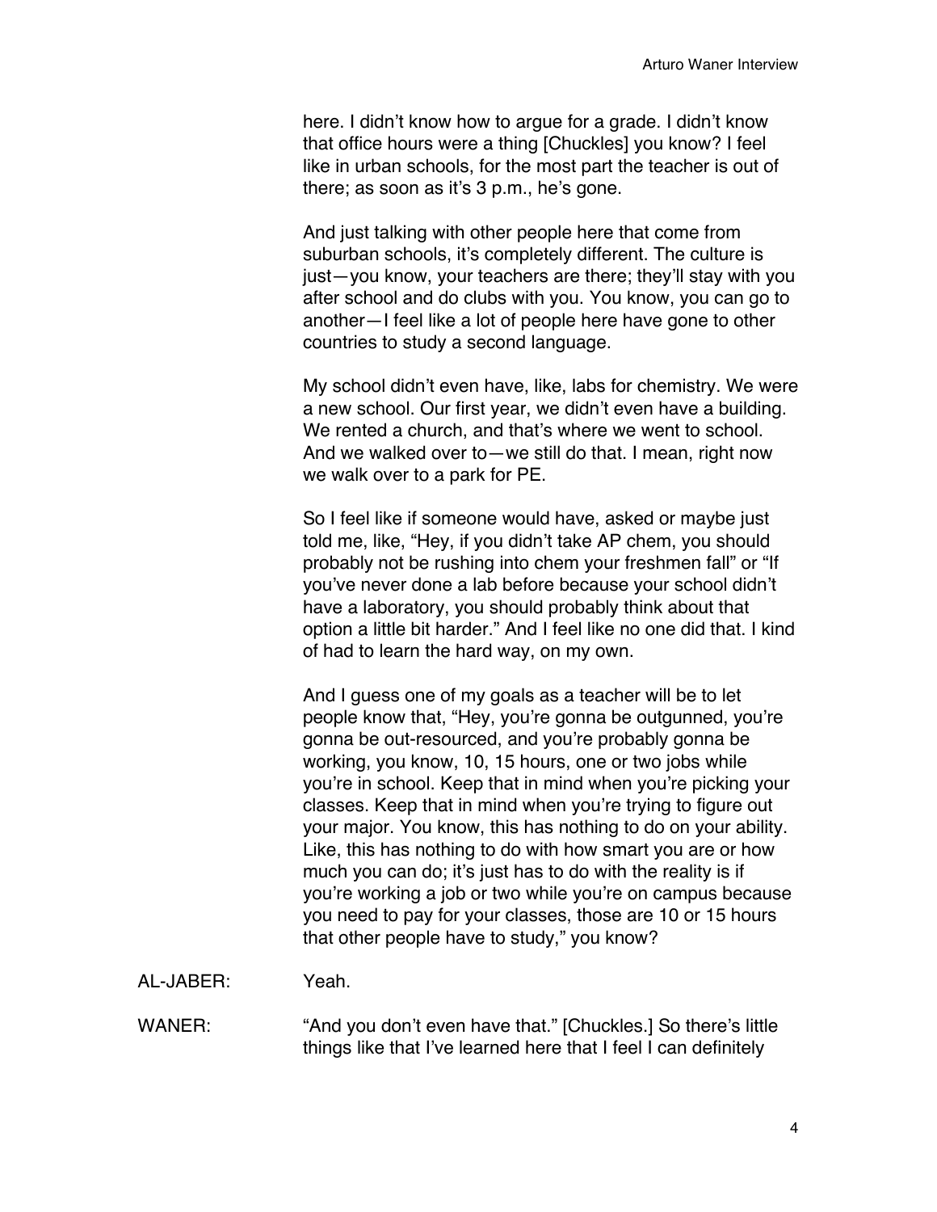here. I didn't know how to argue for a grade. I didn't know that office hours were a thing [Chuckles] you know? I feel like in urban schools, for the most part the teacher is out of there; as soon as it's 3 p.m., he's gone.

And just talking with other people here that come from suburban schools, it's completely different. The culture is just—you know, your teachers are there; they'll stay with you after school and do clubs with you. You know, you can go to another—I feel like a lot of people here have gone to other countries to study a second language.

My school didn't even have, like, labs for chemistry. We were a new school. Our first year, we didn't even have a building. We rented a church, and that's where we went to school. And we walked over to—we still do that. I mean, right now we walk over to a park for PE.

So I feel like if someone would have, asked or maybe just told me, like, "Hey, if you didn't take AP chem, you should probably not be rushing into chem your freshmen fall" or "If you've never done a lab before because your school didn't have a laboratory, you should probably think about that option a little bit harder." And I feel like no one did that. I kind of had to learn the hard way, on my own.

And I guess one of my goals as a teacher will be to let people know that, "Hey, you're gonna be outgunned, you're gonna be out-resourced, and you're probably gonna be working, you know, 10, 15 hours, one or two jobs while you're in school. Keep that in mind when you're picking your classes. Keep that in mind when you're trying to figure out your major. You know, this has nothing to do on your ability. Like, this has nothing to do with how smart you are or how much you can do; it's just has to do with the reality is if you're working a job or two while you're on campus because you need to pay for your classes, those are 10 or 15 hours that other people have to study," you know?

AL-JABER: Yeah.

WANER: "And you don't even have that." [Chuckles.] So there's little things like that I've learned here that I feel I can definitely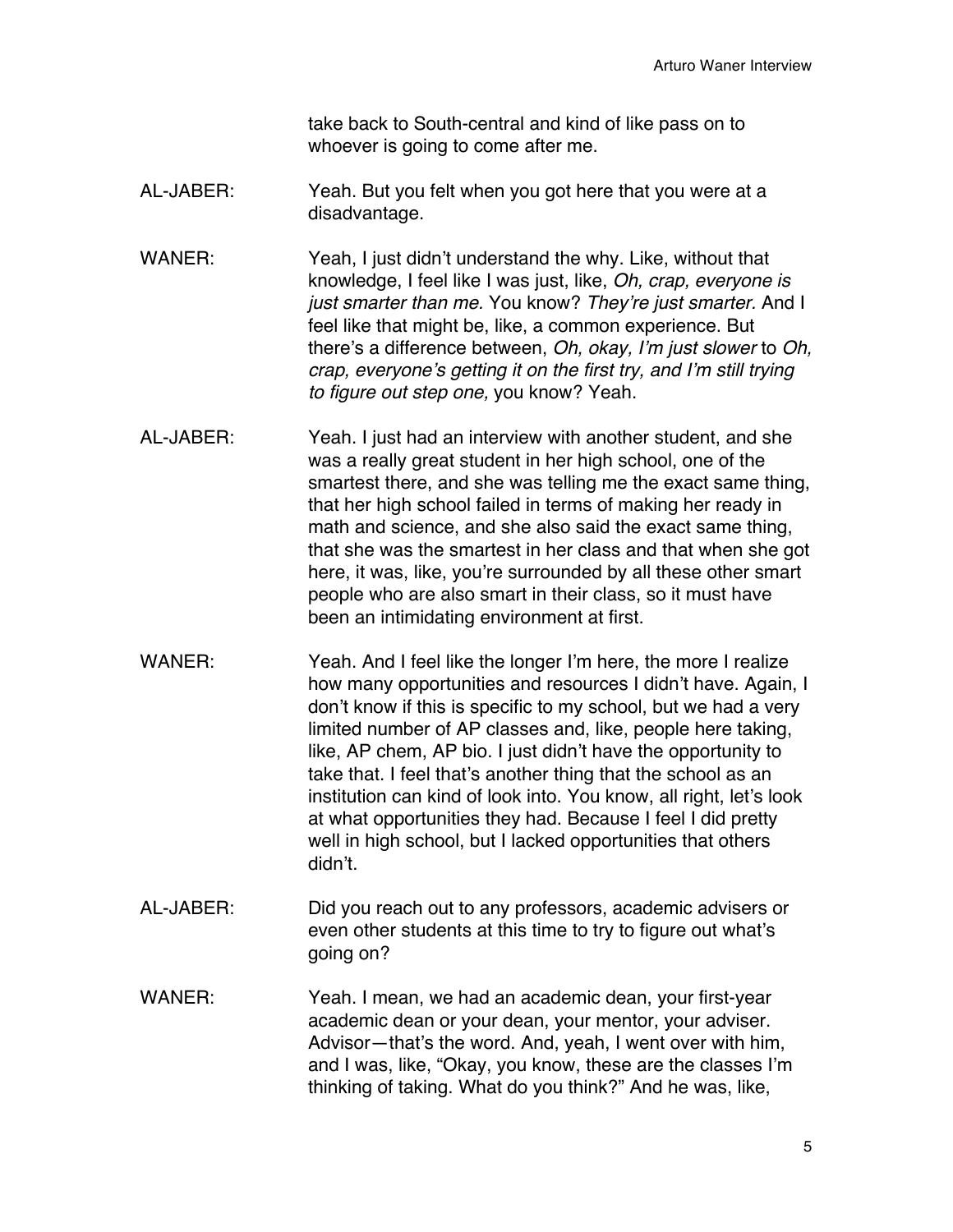take back to South-central and kind of like pass on to whoever is going to come after me.

AL-JABER: Yeah. But you felt when you got here that you were at a disadvantage.

WANER: Yeah, I just didn't understand the why. Like, without that knowledge, I feel like I was just, like, *Oh, crap, everyone is just smarter than me.* You know? *They're just smarter.* And I feel like that might be, like, a common experience. But there's a difference between, *Oh, okay, I'm just slower* to *Oh, crap, everyone's getting it on the first try, and I'm still trying to figure out step one,* you know? Yeah.

AL-JABER: Yeah. I just had an interview with another student, and she was a really great student in her high school, one of the smartest there, and she was telling me the exact same thing, that her high school failed in terms of making her ready in math and science, and she also said the exact same thing, that she was the smartest in her class and that when she got here, it was, like, you're surrounded by all these other smart people who are also smart in their class, so it must have been an intimidating environment at first.

WANER: Yeah. And I feel like the longer I'm here, the more I realize how many opportunities and resources I didn't have. Again, I don't know if this is specific to my school, but we had a very limited number of AP classes and, like, people here taking, like, AP chem, AP bio. I just didn't have the opportunity to take that. I feel that's another thing that the school as an institution can kind of look into. You know, all right, let's look at what opportunities they had. Because I feel I did pretty well in high school, but I lacked opportunities that others didn't.

AL-JABER: Did you reach out to any professors, academic advisers or even other students at this time to try to figure out what's going on?

WANER: Yeah. I mean, we had an academic dean, your first-year academic dean or your dean, your mentor, your adviser. Advisor—that's the word. And, yeah, I went over with him, and I was, like, "Okay, you know, these are the classes I'm thinking of taking. What do you think?" And he was, like,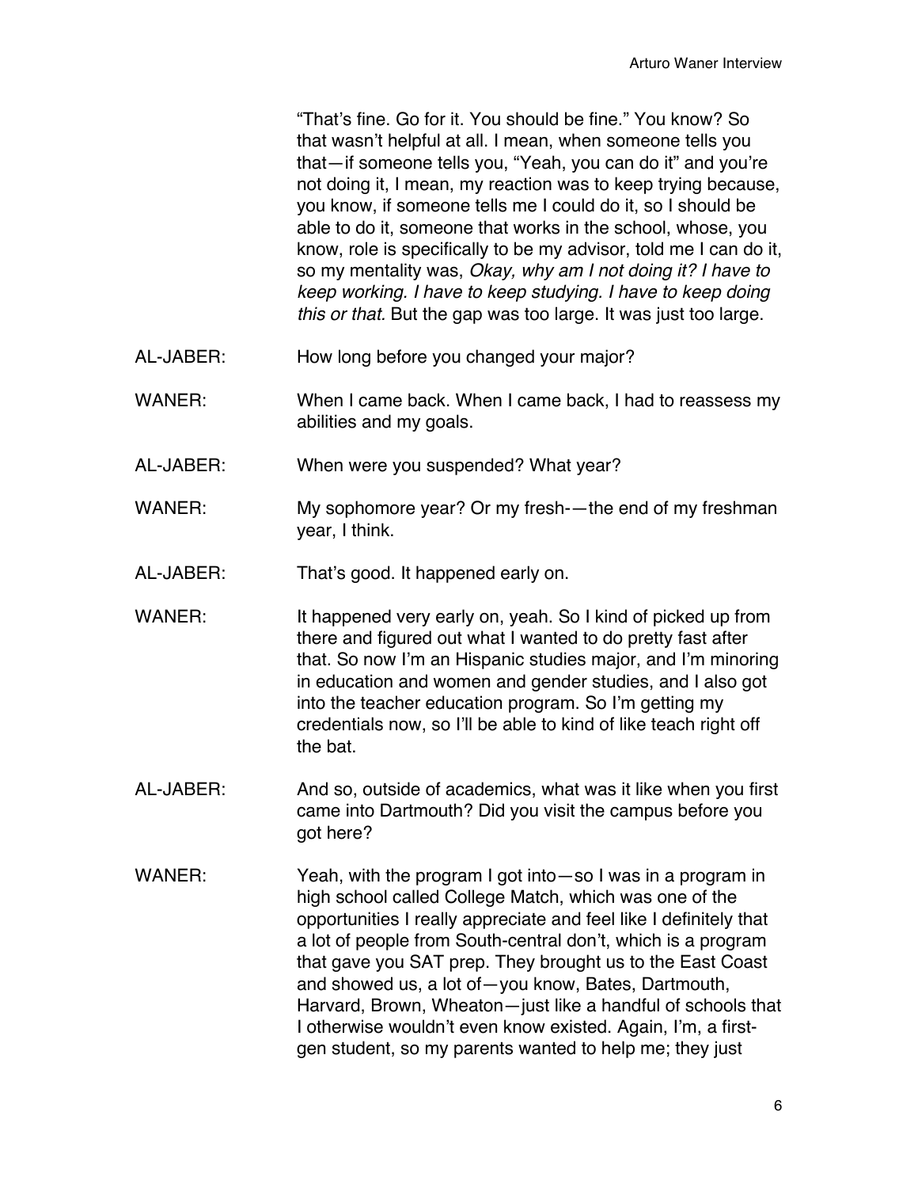"That's fine. Go for it. You should be fine." You know? So that wasn't helpful at all. I mean, when someone tells you that—if someone tells you, "Yeah, you can do it" and you're not doing it, I mean, my reaction was to keep trying because, you know, if someone tells me I could do it, so I should be able to do it, someone that works in the school, whose, you know, role is specifically to be my advisor, told me I can do it, so my mentality was, *Okay, why am I not doing it? I have to keep working. I have to keep studying. I have to keep doing this or that.* But the gap was too large. It was just too large.

AL-JABER: How long before you changed your major?

WANER: When I came back. When I came back, I had to reassess my abilities and my goals.

AL-JABER: When were you suspended? What year?

WANER: My sophomore year? Or my fresh-—the end of my freshman year, I think.

AL-JABER: That's good. It happened early on.

WANER: It happened very early on, yeah. So I kind of picked up from there and figured out what I wanted to do pretty fast after that. So now I'm an Hispanic studies major, and I'm minoring in education and women and gender studies, and I also got into the teacher education program. So I'm getting my credentials now, so I'll be able to kind of like teach right off the bat.

AL-JABER: And so, outside of academics, what was it like when you first came into Dartmouth? Did you visit the campus before you got here?

WANER: Yeah, with the program I got into—so I was in a program in high school called College Match, which was one of the opportunities I really appreciate and feel like I definitely that a lot of people from South-central don't, which is a program that gave you SAT prep. They brought us to the East Coast and showed us, a lot of—you know, Bates, Dartmouth, Harvard, Brown, Wheaton—just like a handful of schools that I otherwise wouldn't even know existed. Again, I'm, a first-gen student, so my parents wanted to help me; they just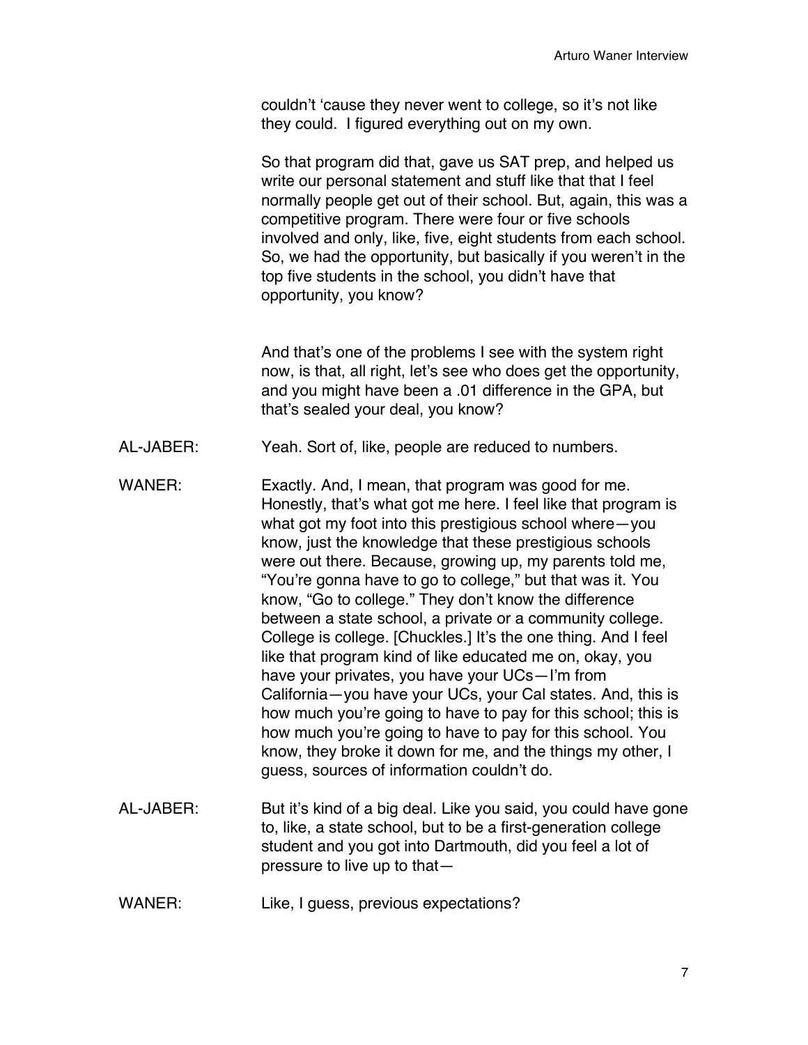couldn't 'cause they never went to college, so it's not like they could. I figured everything out on my own.

So that program did that, gave us SAT prep, and helped us write our personal statement and stuff like that that I feel normally people get out of their school. But, again, this was a competitive program. There were four or five schools involved and only, like, five, eight students from each school. So, we had the opportunity, but basically if you weren't in the top five students in the school, you didn't have that opportunity, you know?

And that's one of the problems I see with the system right now, is that, all right, let's see who does get the opportunity, and you might have been a .01 difference in the GPA, but that's sealed your deal, you know?

AL-JABER: Yeah. Sort of, like, people are reduced to numbers.

WANER: Exactly. And, I mean, that program was good for me. Honestly, that's what got me here. I feel like that program is what got my foot into this prestigious school where—you know, just the knowledge that these prestigious schools were out there. Because, growing up, my parents told me, "You're gonna have to go to college," but that was it. You know, "Go to college." They don't know the difference between a state school, a private or a community college. College is college. [Chuckles.] It's the one thing. And I feel like that program kind of like educated me on, okay, you have your privates, you have your UCs—I'm from California—you have your UCs, your Cal states. And, this is how much you're going to have to pay for this school; this is how much you're going to have to pay for this school. You know, they broke it down for me, and the things my other, I guess, sources of information couldn't do.

AL-JABER: But it's kind of a big deal. Like you said, you could have gone to, like, a state school, but to be a first-generation college student and you got into Dartmouth, did you feel a lot of pressure to live up to that—

WANER: Like, I guess, previous expectations?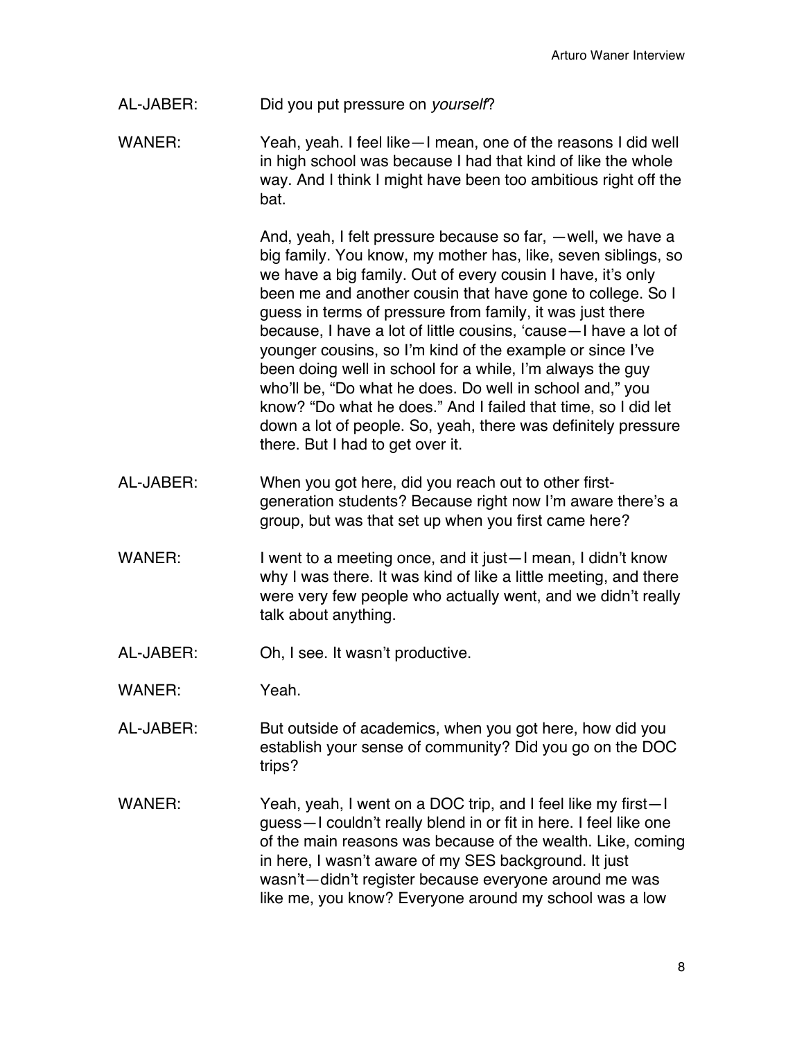AL-JABER: Did you put pressure on *yourself*?

WANER: Yeah, yeah. I feel like—I mean, one of the reasons I did well in high school was because I had that kind of like the whole way. And I think I might have been too ambitious right off the bat.

And, yeah, I felt pressure because so far, —well, we have a big family. You know, my mother has, like, seven siblings, so we have a big family. Out of every cousin I have, it's only been me and another cousin that have gone to college. So I guess in terms of pressure from family, it was just there because, I have a lot of little cousins, 'cause—I have a lot of younger cousins, so I'm kind of the example or since I've been doing well in school for a while, I'm always the guy who'll be, "Do what he does. Do well in school and," you know? "Do what he does." And I failed that time, so I did let down a lot of people. So, yeah, there was definitely pressure there. But I had to get over it.

AL-JABER: When you got here, did you reach out to other first-generation students? Because right now I'm aware there's a group, but was that set up when you first came here?

WANER: I went to a meeting once, and it just—I mean, I didn't know why I was there. It was kind of like a little meeting, and there were very few people who actually went, and we didn't really talk about anything.

AL-JABER: Oh, I see. It wasn't productive.

WANER: Yeah.

AL-JABER: But outside of academics, when you got here, how did you establish your sense of community? Did you go on the DOC trips?

WANER: Yeah, yeah, I went on a DOC trip, and I feel like my first—I guess—I couldn't really blend in or fit in here. I feel like one of the main reasons was because of the wealth. Like, coming in here, I wasn't aware of my SES background. It just wasn't—didn't register because everyone around me was like me, you know? Everyone around my school was a low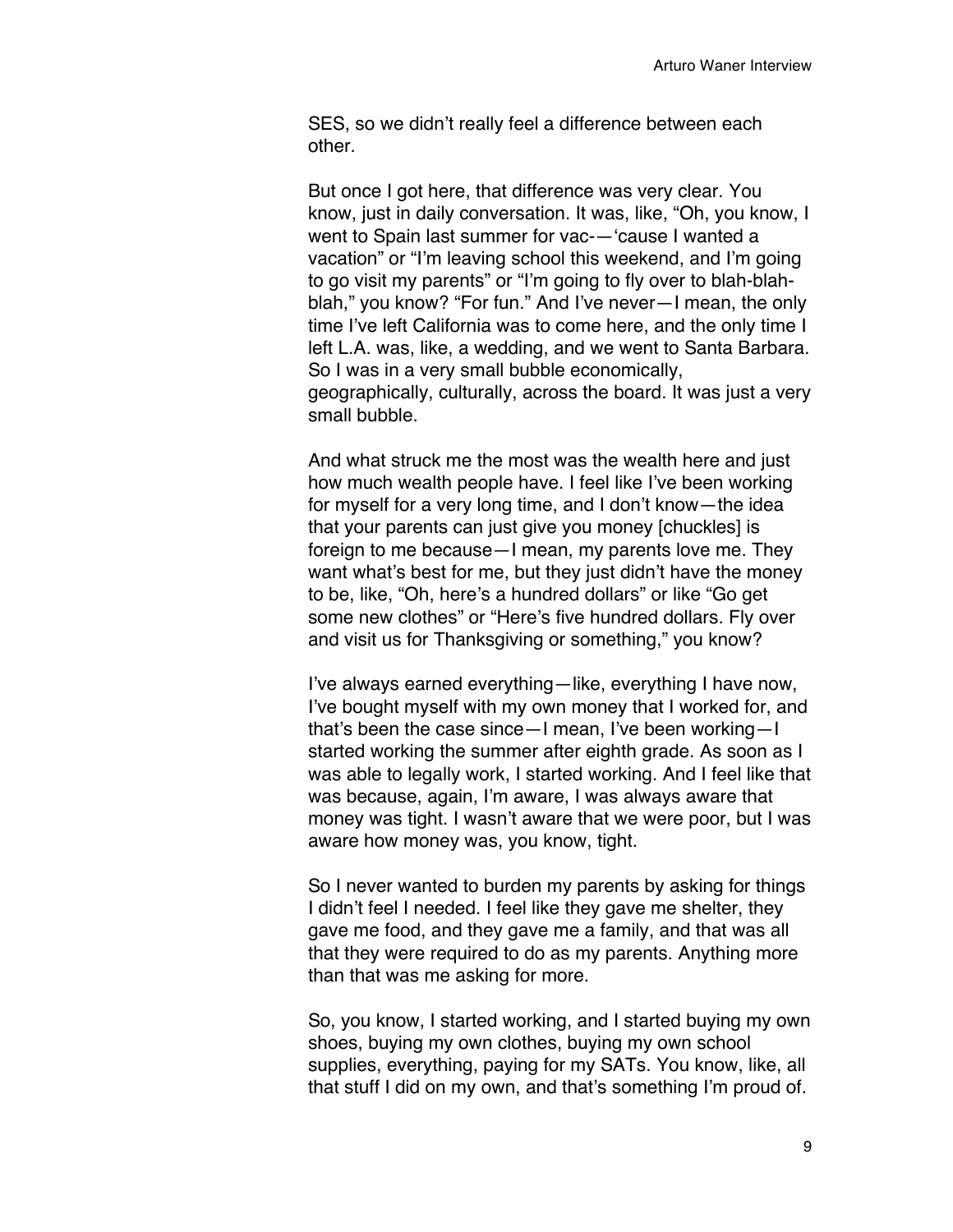SES, so we didn't really feel a difference between each other.

But once I got here, that difference was very clear. You know, just in daily conversation. It was, like, "Oh, you know, I went to Spain last summer for vac-—'cause I wanted a vacation" or "I'm leaving school this weekend, and I'm going to go visit my parents" or "I'm going to fly over to blah-blah-blah," you know? "For fun." And I've never—I mean, the only time I've left California was to come here, and the only time I left L.A. was, like, a wedding, and we went to Santa Barbara. So I was in a very small bubble economically, geographically, culturally, across the board. It was just a very small bubble.

And what struck me the most was the wealth here and just how much wealth people have. I feel like I've been working for myself for a very long time, and I don't know—the idea that your parents can just give you money [chuckles] is foreign to me because—I mean, my parents love me. They want what's best for me, but they just didn't have the money to be, like, "Oh, here's a hundred dollars" or like "Go get some new clothes" or "Here's five hundred dollars. Fly over and visit us for Thanksgiving or something," you know?

I've always earned everything—like, everything I have now, I've bought myself with my own money that I worked for, and that's been the case since—I mean, I've been working—I started working the summer after eighth grade. As soon as I was able to legally work, I started working. And I feel like that was because, again, I'm aware, I was always aware that money was tight. I wasn't aware that we were poor, but I was aware how money was, you know, tight.

So I never wanted to burden my parents by asking for things I didn't feel I needed. I feel like they gave me shelter, they gave me food, and they gave me a family, and that was all that they were required to do as my parents. Anything more than that was me asking for more.

So, you know, I started working, and I started buying my own shoes, buying my own clothes, buying my own school supplies, everything, paying for my SATs. You know, like, all that stuff I did on my own, and that's something I'm proud of.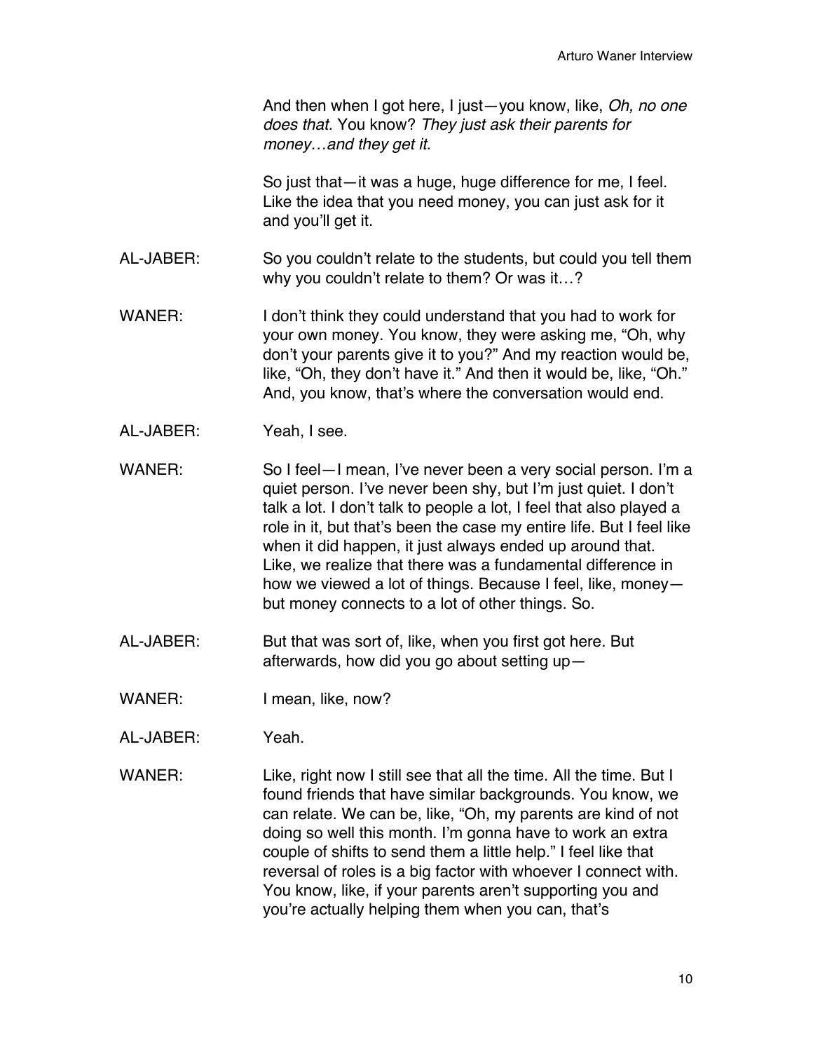And then when I got here, I just—you know, like, *Oh, no one does that.* You know? *They just ask their parents for money…and they get it.*

So just that—it was a huge, huge difference for me, I feel. Like the idea that you need money, you can just ask for it and you'll get it.

AL-JABER: So you couldn't relate to the students, but could you tell them why you couldn't relate to them? Or was it…?

WANER: I don't think they could understand that you had to work for your own money. You know, they were asking me, "Oh, why don't your parents give it to you?" And my reaction would be, like, "Oh, they don't have it." And then it would be, like, "Oh." And, you know, that's where the conversation would end.

AL-JABER: Yeah, I see.

WANER: So I feel—I mean, I've never been a very social person. I'm a quiet person. I've never been shy, but I'm just quiet. I don't talk a lot. I don't talk to people a lot, I feel that also played a role in it, but that's been the case my entire life. But I feel like when it did happen, it just always ended up around that. Like, we realize that there was a fundamental difference in how we viewed a lot of things. Because I feel, like, money—but money connects to a lot of other things. So.

AL-JABER: But that was sort of, like, when you first got here. But afterwards, how did you go about setting up—

WANER: I mean, like, now?

AL-JABER: Yeah.

WANER: Like, right now I still see that all the time. All the time. But I found friends that have similar backgrounds. You know, we can relate. We can be, like, "Oh, my parents are kind of not doing so well this month. I'm gonna have to work an extra couple of shifts to send them a little help." I feel like that reversal of roles is a big factor with whoever I connect with. You know, like, if your parents aren't supporting you and you're actually helping them when you can, that's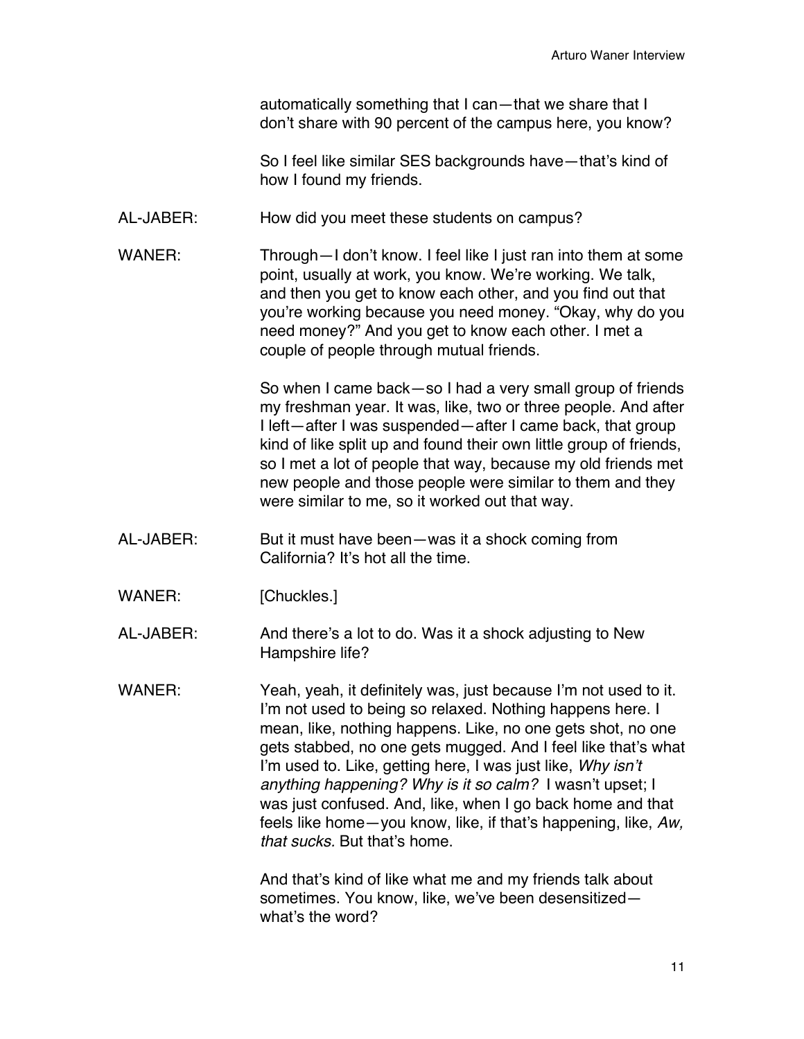automatically something that I can—that we share that I don't share with 90 percent of the campus here, you know?

So I feel like similar SES backgrounds have—that's kind of how I found my friends.

AL-JABER: How did you meet these students on campus?

WANER: Through—I don't know. I feel like I just ran into them at some point, usually at work, you know. We're working. We talk, and then you get to know each other, and you find out that you're working because you need money. "Okay, why do you need money?" And you get to know each other. I met a couple of people through mutual friends.

So when I came back—so I had a very small group of friends my freshman year. It was, like, two or three people. And after I left—after I was suspended—after I came back, that group kind of like split up and found their own little group of friends, so I met a lot of people that way, because my old friends met new people and those people were similar to them and they were similar to me, so it worked out that way.

AL-JABER: But it must have been—was it a shock coming from California? It's hot all the time.

WANER: [Chuckles.]

AL-JABER: And there's a lot to do. Was it a shock adjusting to New Hampshire life?

WANER: Yeah, yeah, it definitely was, just because I'm not used to it. I'm not used to being so relaxed. Nothing happens here. I mean, like, nothing happens. Like, no one gets shot, no one gets stabbed, no one gets mugged. And I feel like that's what I'm used to. Like, getting here, I was just like, *Why isn't anything happening? Why is it so calm?* I wasn't upset; I was just confused. And, like, when I go back home and that feels like home—you know, like, if that's happening, like, *Aw, that sucks.* But that's home.

And that's kind of like what me and my friends talk about sometimes. You know, like, we've been desensitized—what's the word?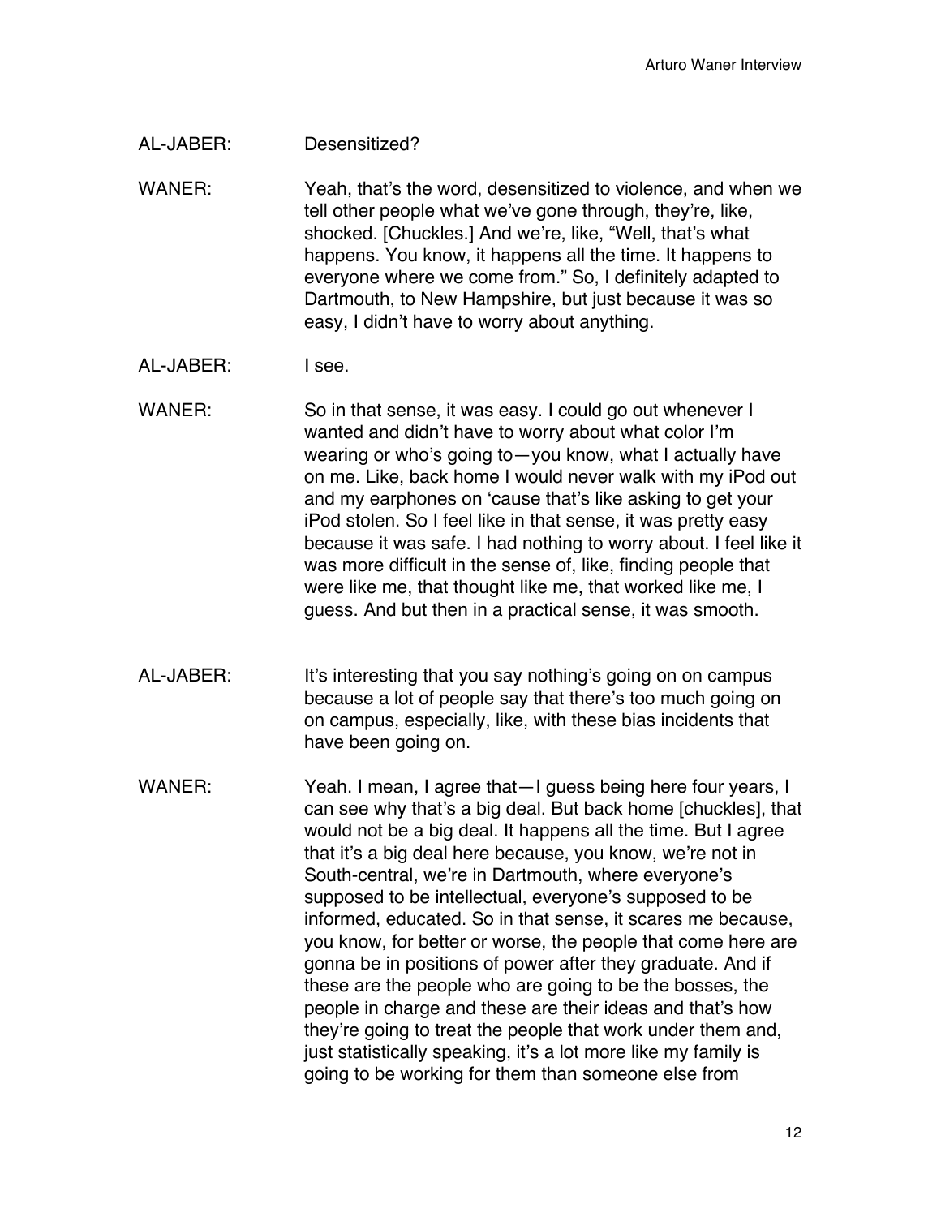AL-JABER: Desensitized?

WANER: Yeah, that's the word, desensitized to violence, and when we tell other people what we've gone through, they're, like, shocked. [Chuckles.] And we're, like, "Well, that's what happens. You know, it happens all the time. It happens to everyone where we come from." So, I definitely adapted to Dartmouth, to New Hampshire, but just because it was so easy, I didn't have to worry about anything.

AL-JABER: I see.

WANER: So in that sense, it was easy. I could go out whenever I wanted and didn't have to worry about what color I'm wearing or who's going to—you know, what I actually have on me. Like, back home I would never walk with my iPod out and my earphones on 'cause that's like asking to get your iPod stolen. So I feel like in that sense, it was pretty easy because it was safe. I had nothing to worry about. I feel like it was more difficult in the sense of, like, finding people that were like me, that thought like me, that worked like me, I guess. And but then in a practical sense, it was smooth.

AL-JABER: It's interesting that you say nothing's going on on campus because a lot of people say that there's too much going on on campus, especially, like, with these bias incidents that have been going on.

WANER: Yeah. I mean, I agree that—I guess being here four years, I can see why that's a big deal. But back home [chuckles], that would not be a big deal. It happens all the time. But I agree that it's a big deal here because, you know, we're not in South-central, we're in Dartmouth, where everyone's supposed to be intellectual, everyone's supposed to be informed, educated. So in that sense, it scares me because, you know, for better or worse, the people that come here are gonna be in positions of power after they graduate. And if these are the people who are going to be the bosses, the people in charge and these are their ideas and that's how they're going to treat the people that work under them and, just statistically speaking, it's a lot more like my family is going to be working for them than someone else from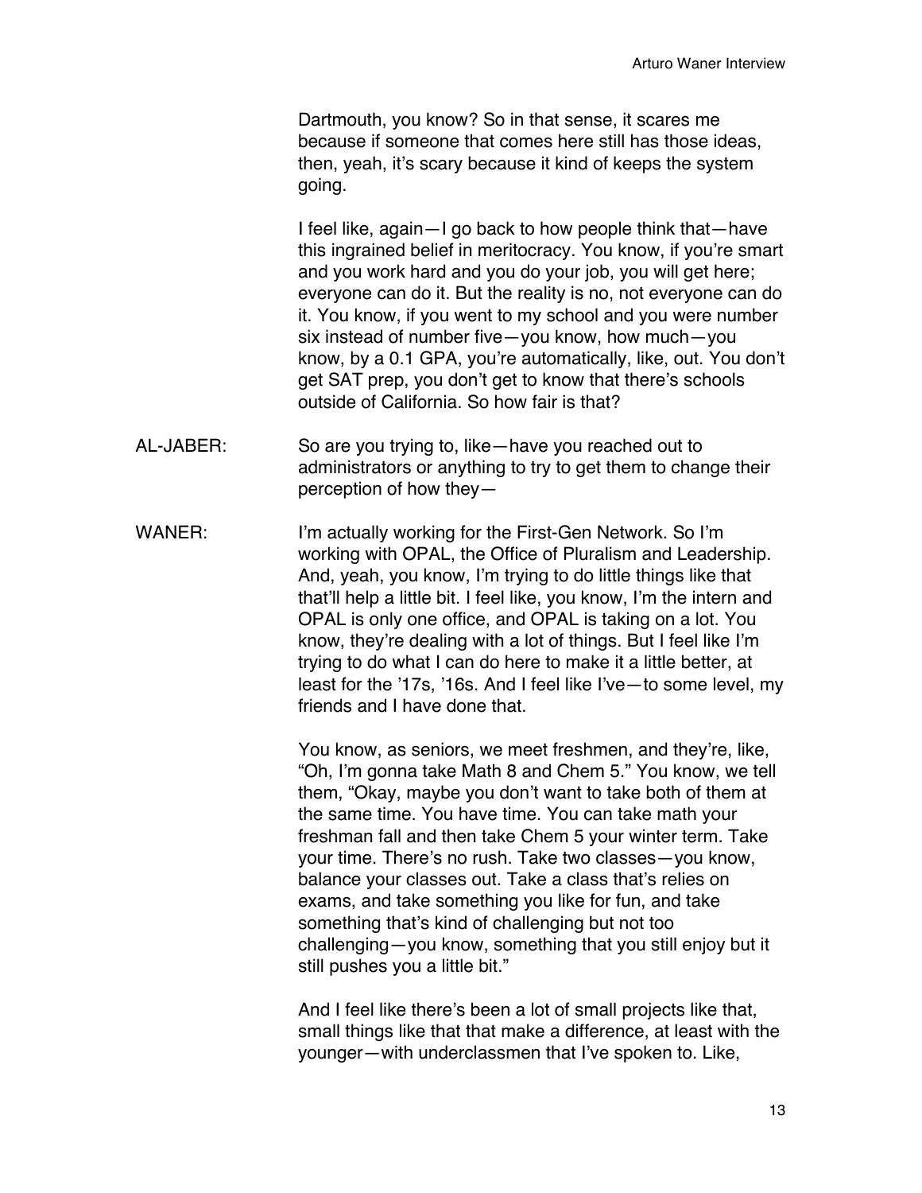Dartmouth, you know? So in that sense, it scares me because if someone that comes here still has those ideas, then, yeah, it's scary because it kind of keeps the system going.

I feel like, again—I go back to how people think that—have this ingrained belief in meritocracy. You know, if you're smart and you work hard and you do your job, you will get here; everyone can do it. But the reality is no, not everyone can do it. You know, if you went to my school and you were number six instead of number five—you know, how much—you know, by a 0.1 GPA, you're automatically, like, out. You don't get SAT prep, you don't get to know that there's schools outside of California. So how fair is that?

AL-JABER: So are you trying to, like—have you reached out to administrators or anything to try to get them to change their perception of how they—

WANER: I'm actually working for the First-Gen Network. So I'm working with OPAL, the Office of Pluralism and Leadership. And, yeah, you know, I'm trying to do little things like that that'll help a little bit. I feel like, you know, I'm the intern and OPAL is only one office, and OPAL is taking on a lot. You know, they're dealing with a lot of things. But I feel like I'm trying to do what I can do here to make it a little better, at least for the '17s, '16s. And I feel like I've—to some level, my friends and I have done that.

You know, as seniors, we meet freshmen, and they're, like, "Oh, I'm gonna take Math 8 and Chem 5." You know, we tell them, "Okay, maybe you don't want to take both of them at the same time. You have time. You can take math your freshman fall and then take Chem 5 your winter term. Take your time. There's no rush. Take two classes—you know, balance your classes out. Take a class that's relies on exams, and take something you like for fun, and take something that's kind of challenging but not too challenging—you know, something that you still enjoy but it still pushes you a little bit."

And I feel like there's been a lot of small projects like that, small things like that that make a difference, at least with the younger—with underclassmen that I've spoken to. Like,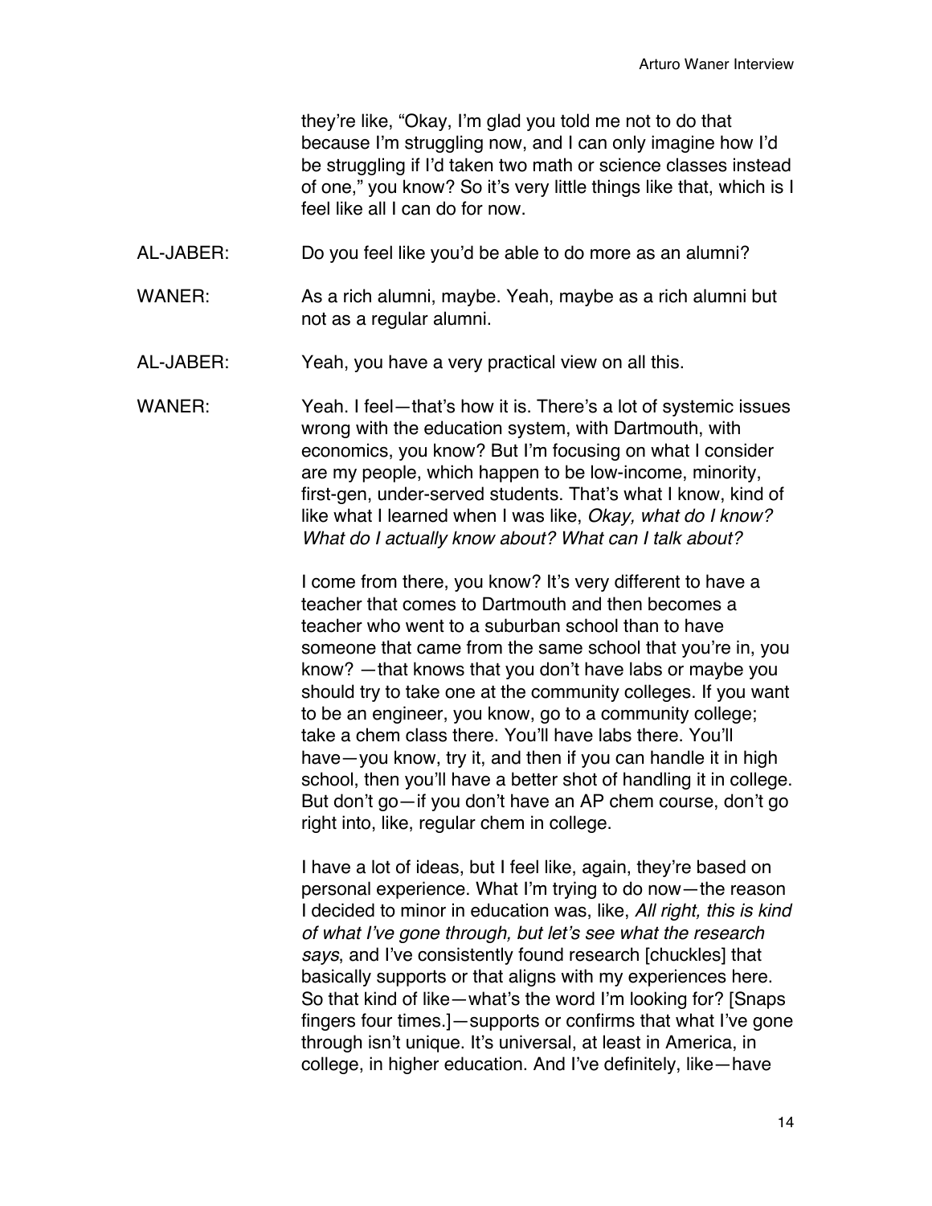they're like, "Okay, I'm glad you told me not to do that because I'm struggling now, and I can only imagine how I'd be struggling if I'd taken two math or science classes instead of one," you know? So it's very little things like that, which is I feel like all I can do for now.

AL-JABER: Do you feel like you'd be able to do more as an alumni?

WANER: As a rich alumni, maybe. Yeah, maybe as a rich alumni but not as a regular alumni.

AL-JABER: Yeah, you have a very practical view on all this.

WANER: Yeah. I feel—that's how it is. There's a lot of systemic issues wrong with the education system, with Dartmouth, with economics, you know? But I'm focusing on what I consider are my people, which happen to be low-income, minority, first-gen, under-served students. That's what I know, kind of like what I learned when I was like, *Okay, what do I know? What do I actually know about? What can I talk about?*

I come from there, you know? It's very different to have a teacher that comes to Dartmouth and then becomes a teacher who went to a suburban school than to have someone that came from the same school that you're in, you know? —that knows that you don't have labs or maybe you should try to take one at the community colleges. If you want to be an engineer, you know, go to a community college; take a chem class there. You'll have labs there. You'll have—you know, try it, and then if you can handle it in high school, then you'll have a better shot of handling it in college. But don't go—if you don't have an AP chem course, don't go right into, like, regular chem in college.

I have a lot of ideas, but I feel like, again, they're based on personal experience. What I'm trying to do now—the reason I decided to minor in education was, like, *All right, this is kind of what I've gone through, but let's see what the research says*, and I've consistently found research [chuckles] that basically supports or that aligns with my experiences here. So that kind of like—what's the word I'm looking for? [Snaps fingers four times.]—supports or confirms that what I've gone through isn't unique. It's universal, at least in America, in college, in higher education. And I've definitely, like—have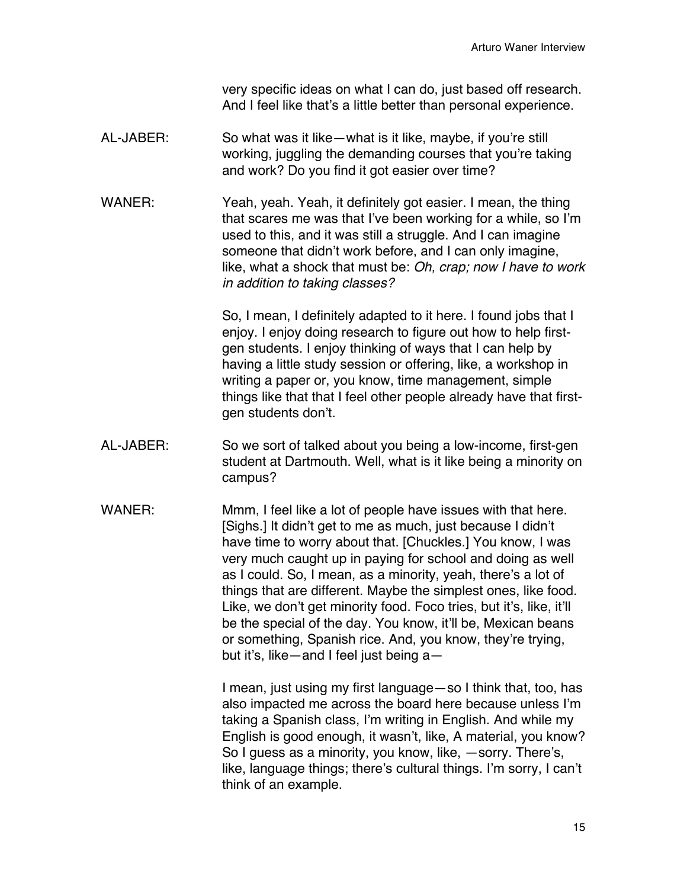very specific ideas on what I can do, just based off research. And I feel like that's a little better than personal experience.

AL-JABER: So what was it like—what is it like, maybe, if you're still working, juggling the demanding courses that you're taking and work? Do you find it got easier over time?

WANER: Yeah, yeah. Yeah, it definitely got easier. I mean, the thing that scares me was that I've been working for a while, so I'm used to this, and it was still a struggle. And I can imagine someone that didn't work before, and I can only imagine, like, what a shock that must be: *Oh, crap; now I have to work in addition to taking classes?*

So, I mean, I definitely adapted to it here. I found jobs that I enjoy. I enjoy doing research to figure out how to help first-gen students. I enjoy thinking of ways that I can help by having a little study session or offering, like, a workshop in writing a paper or, you know, time management, simple things like that that I feel other people already have that first-gen students don't.

AL-JABER: So we sort of talked about you being a low-income, first-gen student at Dartmouth. Well, what is it like being a minority on campus?

WANER: Mmm, I feel like a lot of people have issues with that here. [Sighs.] It didn't get to me as much, just because I didn't have time to worry about that. [Chuckles.] You know, I was very much caught up in paying for school and doing as well as I could. So, I mean, as a minority, yeah, there's a lot of things that are different. Maybe the simplest ones, like food. Like, we don't get minority food. Foco tries, but it's, like, it'll be the special of the day. You know, it'll be, Mexican beans or something, Spanish rice. And, you know, they're trying, but it's, like—and I feel just being a—

I mean, just using my first language—so I think that, too, has also impacted me across the board here because unless I'm taking a Spanish class, I'm writing in English. And while my English is good enough, it wasn't, like, A material, you know? So I guess as a minority, you know, like, —sorry. There's, like, language things; there's cultural things. I'm sorry, I can't think of an example.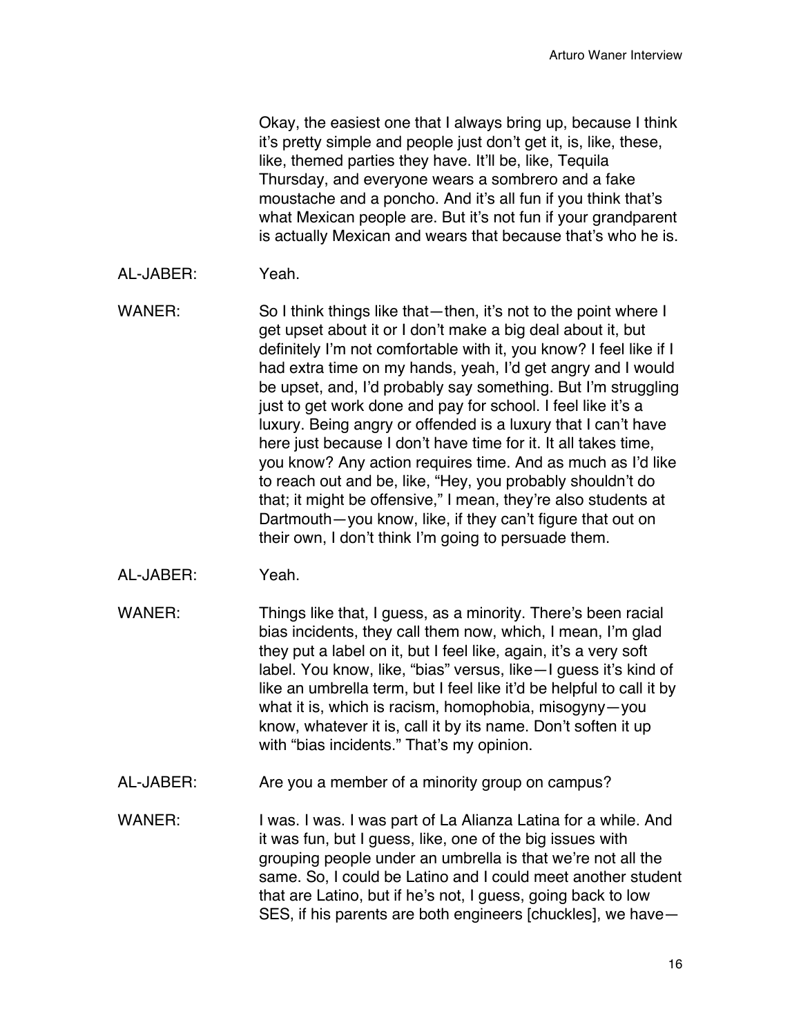Okay, the easiest one that I always bring up, because I think it's pretty simple and people just don't get it, is, like, these, like, themed parties they have. It'll be, like, Tequila Thursday, and everyone wears a sombrero and a fake moustache and a poncho. And it's all fun if you think that's what Mexican people are. But it's not fun if your grandparent is actually Mexican and wears that because that's who he is.

AL-JABER: Yeah.

WANER: So I think things like that—then, it's not to the point where I get upset about it or I don't make a big deal about it, but definitely I'm not comfortable with it, you know? I feel like if I had extra time on my hands, yeah, I'd get angry and I would be upset, and, I'd probably say something. But I'm struggling just to get work done and pay for school. I feel like it's a luxury. Being angry or offended is a luxury that I can't have here just because I don't have time for it. It all takes time, you know? Any action requires time. And as much as I'd like to reach out and be, like, "Hey, you probably shouldn't do that; it might be offensive," I mean, they're also students at Dartmouth—you know, like, if they can't figure that out on their own, I don't think I'm going to persuade them.

AL-JABER: Yeah.

WANER: Things like that, I guess, as a minority. There's been racial bias incidents, they call them now, which, I mean, I'm glad they put a label on it, but I feel like, again, it's a very soft label. You know, like, "bias" versus, like—I guess it's kind of like an umbrella term, but I feel like it'd be helpful to call it by what it is, which is racism, homophobia, misogyny—you know, whatever it is, call it by its name. Don't soften it up with "bias incidents." That's my opinion.

AL-JABER: Are you a member of a minority group on campus?

WANER: I was. I was. I was part of La Alianza Latina for a while. And it was fun, but I guess, like, one of the big issues with grouping people under an umbrella is that we're not all the same. So, I could be Latino and I could meet another student that are Latino, but if he's not, I guess, going back to low SES, if his parents are both engineers [chuckles], we have—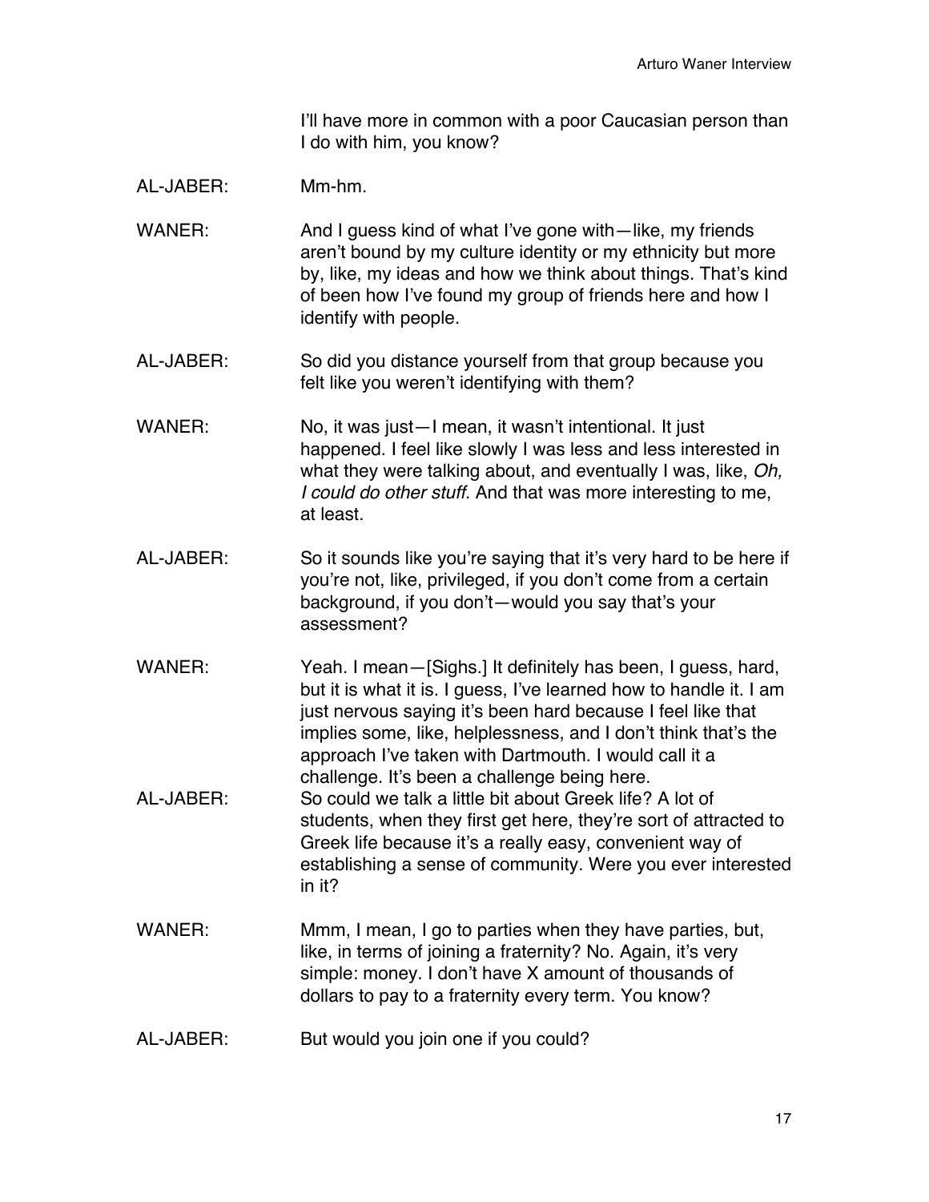I'll have more in common with a poor Caucasian person than I do with him, you know?

AL-JABER: Mm-hm.

WANER: And I guess kind of what I've gone with—like, my friends aren't bound by my culture identity or my ethnicity but more by, like, my ideas and how we think about things. That's kind of been how I've found my group of friends here and how I identify with people.

AL-JABER: So did you distance yourself from that group because you felt like you weren't identifying with them?

WANER: No, it was just—I mean, it wasn't intentional. It just happened. I feel like slowly I was less and less interested in what they were talking about, and eventually I was, like, *Oh, I could do other stuff*. And that was more interesting to me, at least.

AL-JABER: So it sounds like you're saying that it's very hard to be here if you're not, like, privileged, if you don't come from a certain background, if you don't—would you say that's your assessment?

WANER: Yeah. I mean—[Sighs.] It definitely has been, I guess, hard, but it is what it is. I guess, I've learned how to handle it. I am just nervous saying it's been hard because I feel like that implies some, like, helplessness, and I don't think that's the approach I've taken with Dartmouth. I would call it a challenge. It's been a challenge being here.

AL-JABER: So could we talk a little bit about Greek life? A lot of students, when they first get here, they're sort of attracted to Greek life because it's a really easy, convenient way of establishing a sense of community. Were you ever interested in it?

WANER: Mmm, I mean, I go to parties when they have parties, but, like, in terms of joining a fraternity? No. Again, it's very simple: money. I don't have X amount of thousands of dollars to pay to a fraternity every term. You know?

AL-JABER: But would you join one if you could?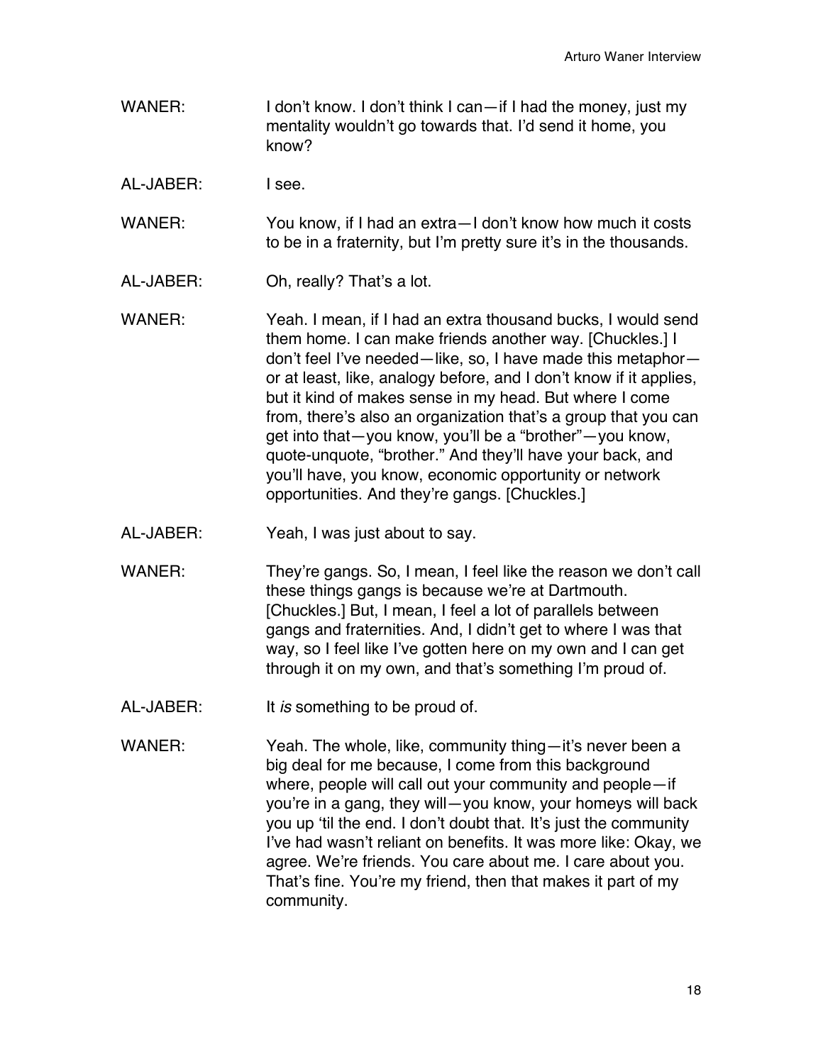WANER: I don't know. I don't think I can—if I had the money, just my mentality wouldn't go towards that. I'd send it home, you know?

AL-JABER: I see.

WANER: You know, if I had an extra—I don't know how much it costs to be in a fraternity, but I'm pretty sure it's in the thousands.

AL-JABER: Oh, really? That's a lot.

WANER: Yeah. I mean, if I had an extra thousand bucks, I would send them home. I can make friends another way. [Chuckles.] I don't feel I've needed—like, so, I have made this metaphor—or at least, like, analogy before, and I don't know if it applies, but it kind of makes sense in my head. But where I come from, there's also an organization that's a group that you can get into that—you know, you'll be a "brother"—you know, quote-unquote, "brother." And they'll have your back, and you'll have, you know, economic opportunity or network opportunities. And they're gangs. [Chuckles.]

AL-JABER: Yeah, I was just about to say.

WANER: They're gangs. So, I mean, I feel like the reason we don't call these things gangs is because we're at Dartmouth. [Chuckles.] But, I mean, I feel a lot of parallels between gangs and fraternities. And, I didn't get to where I was that way, so I feel like I've gotten here on my own and I can get through it on my own, and that's something I'm proud of.

AL-JABER: It *is* something to be proud of.

WANER: Yeah. The whole, like, community thing—it's never been a big deal for me because, I come from this background where, people will call out your community and people—if you're in a gang, they will—you know, your homeys will back you up 'til the end. I don't doubt that. It's just the community I've had wasn't reliant on benefits. It was more like: Okay, we agree. We're friends. You care about me. I care about you. That's fine. You're my friend, then that makes it part of my community.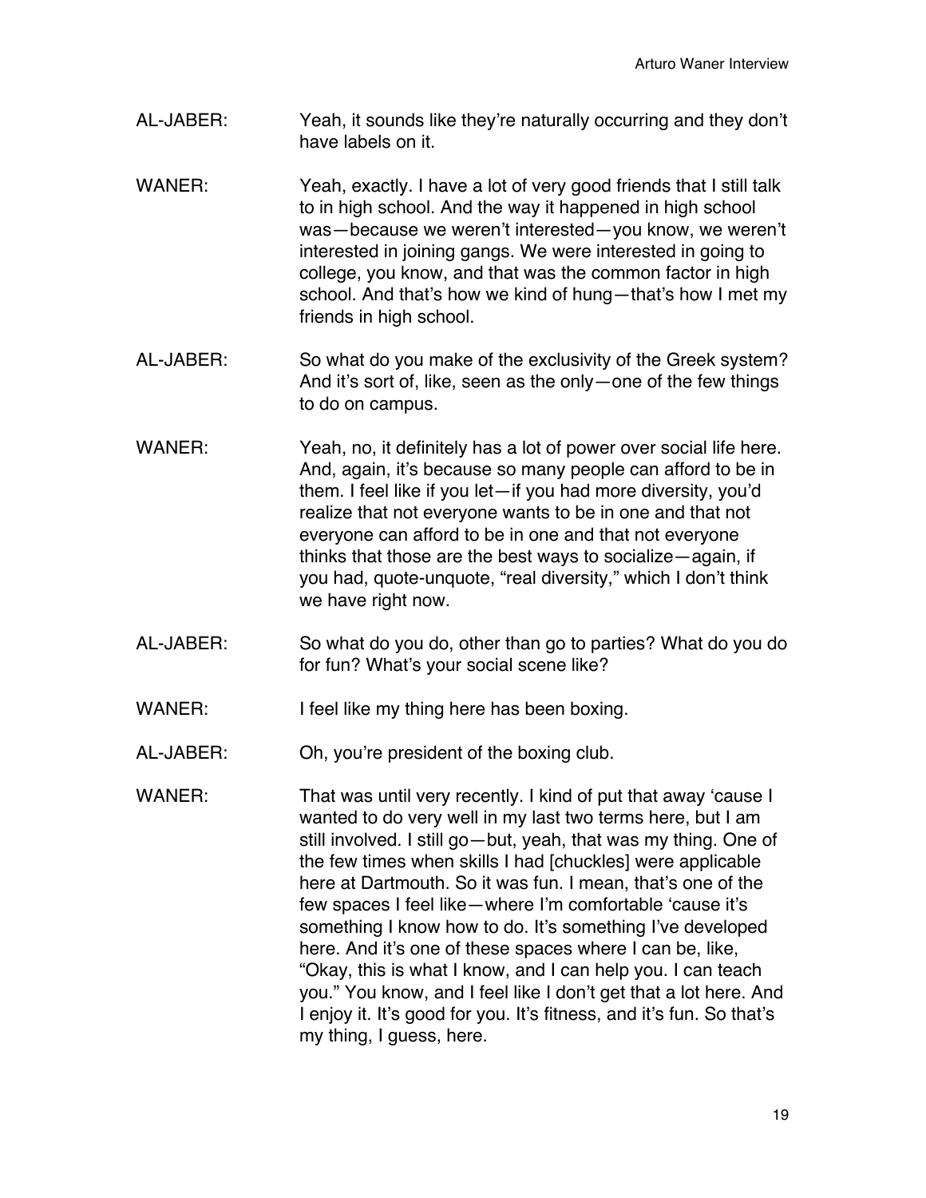AL-JABER: Yeah, it sounds like they're naturally occurring and they don't have labels on it.

WANER: Yeah, exactly. I have a lot of very good friends that I still talk to in high school. And the way it happened in high school was—because we weren't interested—you know, we weren't interested in joining gangs. We were interested in going to college, you know, and that was the common factor in high school. And that's how we kind of hung—that's how I met my friends in high school.

AL-JABER: So what do you make of the exclusivity of the Greek system? And it's sort of, like, seen as the only—one of the few things to do on campus.

WANER: Yeah, no, it definitely has a lot of power over social life here. And, again, it's because so many people can afford to be in them. I feel like if you let—if you had more diversity, you'd realize that not everyone wants to be in one and that not everyone can afford to be in one and that not everyone thinks that those are the best ways to socialize—again, if you had, quote-unquote, "real diversity," which I don't think we have right now.

AL-JABER: So what do you do, other than go to parties? What do you do for fun? What's your social scene like?

WANER: I feel like my thing here has been boxing.

AL-JABER: Oh, you're president of the boxing club.

WANER: That was until very recently. I kind of put that away 'cause I wanted to do very well in my last two terms here, but I am still involved. I still go—but, yeah, that was my thing. One of the few times when skills I had [chuckles] were applicable here at Dartmouth. So it was fun. I mean, that's one of the few spaces I feel like—where I'm comfortable 'cause it's something I know how to do. It's something I've developed here. And it's one of these spaces where I can be, like, "Okay, this is what I know, and I can help you. I can teach you." You know, and I feel like I don't get that a lot here. And I enjoy it. It's good for you. It's fitness, and it's fun. So that's my thing, I guess, here.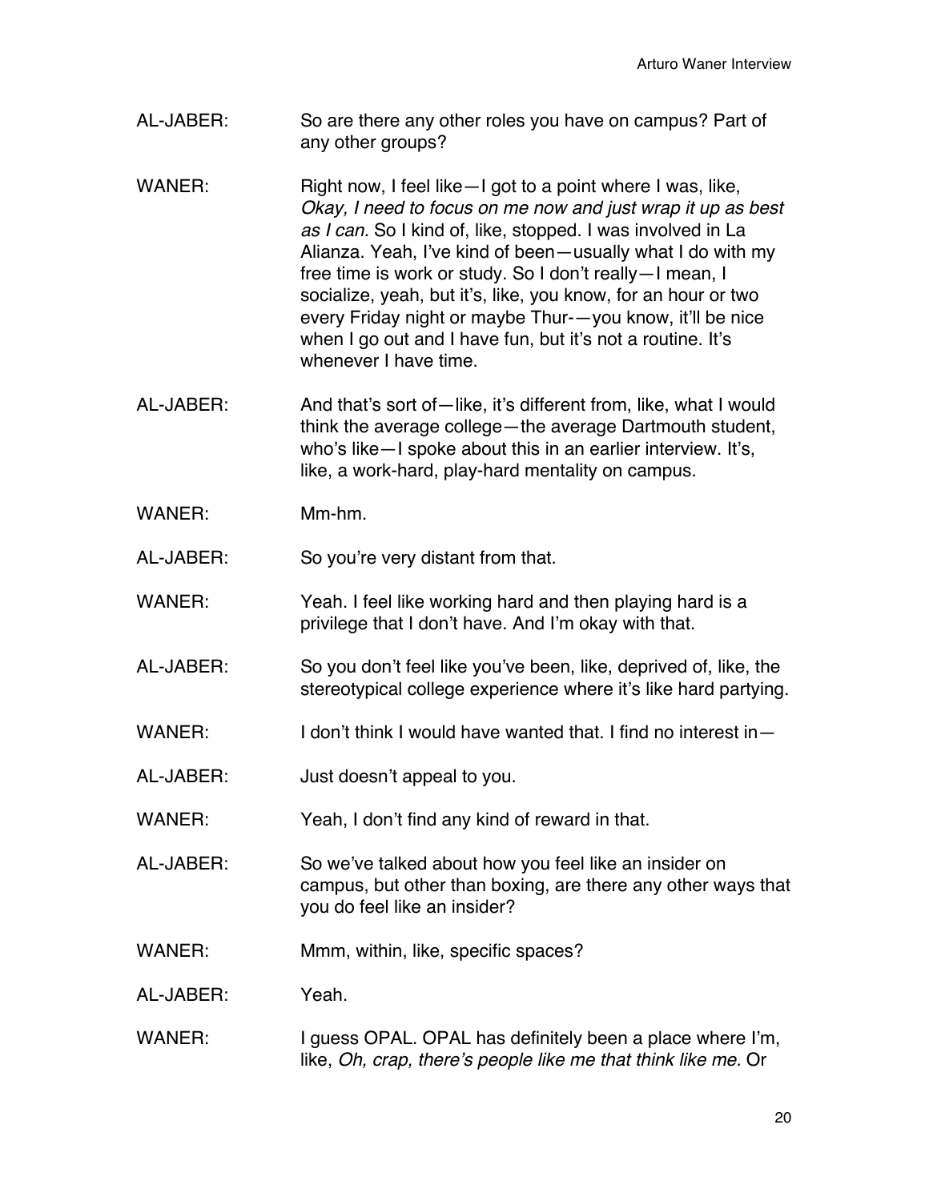AL-JABER: So are there any other roles you have on campus? Part of any other groups?

WANER: Right now, I feel like—I got to a point where I was, like, *Okay, I need to focus on me now and just wrap it up as best as I can.* So I kind of, like, stopped. I was involved in La Alianza. Yeah, I've kind of been—usually what I do with my free time is work or study. So I don't really—I mean, I socialize, yeah, but it's, like, you know, for an hour or two every Friday night or maybe Thur-—you know, it'll be nice when I go out and I have fun, but it's not a routine. It's whenever I have time.

AL-JABER: And that's sort of—like, it's different from, like, what I would think the average college—the average Dartmouth student, who's like—I spoke about this in an earlier interview. It's, like, a work-hard, play-hard mentality on campus.

WANER: Mm-hm.

AL-JABER: So you're very distant from that.

WANER: Yeah. I feel like working hard and then playing hard is a privilege that I don't have. And I'm okay with that.

AL-JABER: So you don't feel like you've been, like, deprived of, like, the stereotypical college experience where it's like hard partying.

WANER: I don't think I would have wanted that. I find no interest in—

AL-JABER: Just doesn't appeal to you.

WANER: Yeah, I don't find any kind of reward in that.

AL-JABER: So we've talked about how you feel like an insider on campus, but other than boxing, are there any other ways that you do feel like an insider?

WANER: Mmm, within, like, specific spaces?

AL-JABER: Yeah.

WANER: I guess OPAL. OPAL has definitely been a place where I'm, like, *Oh, crap, there's people like me that think like me.* Or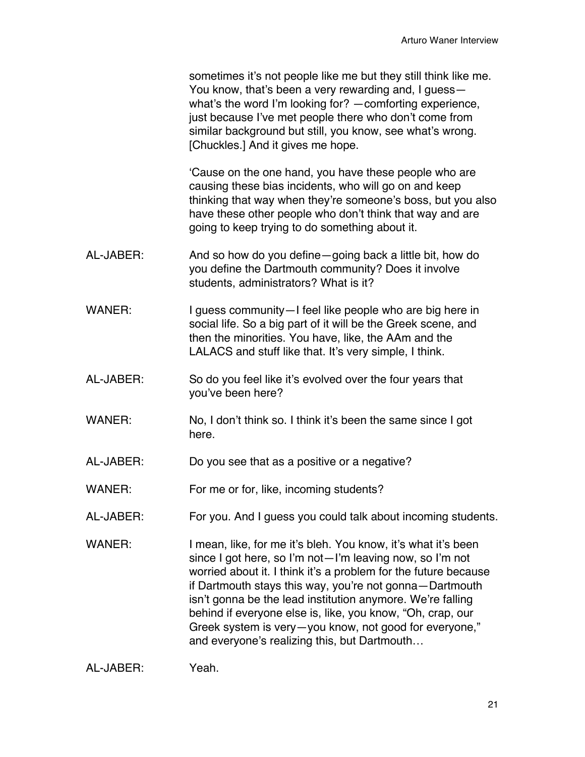sometimes it's not people like me but they still think like me. You know, that's been a very rewarding and, I guess—what's the word I'm looking for? —comforting experience, just because I've met people there who don't come from similar background but still, you know, see what's wrong. [Chuckles.] And it gives me hope.

'Cause on the one hand, you have these people who are causing these bias incidents, who will go on and keep thinking that way when they're someone's boss, but you also have these other people who don't think that way and are going to keep trying to do something about it.

AL-JABER: And so how do you define—going back a little bit, how do you define the Dartmouth community? Does it involve students, administrators? What is it?

WANER: I guess community—I feel like people who are big here in social life. So a big part of it will be the Greek scene, and then the minorities. You have, like, the AAm and the LALACS and stuff like that. It's very simple, I think.

AL-JABER: So do you feel like it's evolved over the four years that you've been here?

WANER: No, I don't think so. I think it's been the same since I got here.

AL-JABER: Do you see that as a positive or a negative?

WANER: For me or for, like, incoming students?

AL-JABER: For you. And I guess you could talk about incoming students.

WANER: I mean, like, for me it's bleh. You know, it's what it's been since I got here, so I'm not—I'm leaving now, so I'm not worried about it. I think it's a problem for the future because if Dartmouth stays this way, you're not gonna—Dartmouth isn't gonna be the lead institution anymore. We're falling behind if everyone else is, like, you know, "Oh, crap, our Greek system is very—you know, not good for everyone," and everyone's realizing this, but Dartmouth…

AL-JABER: Yeah.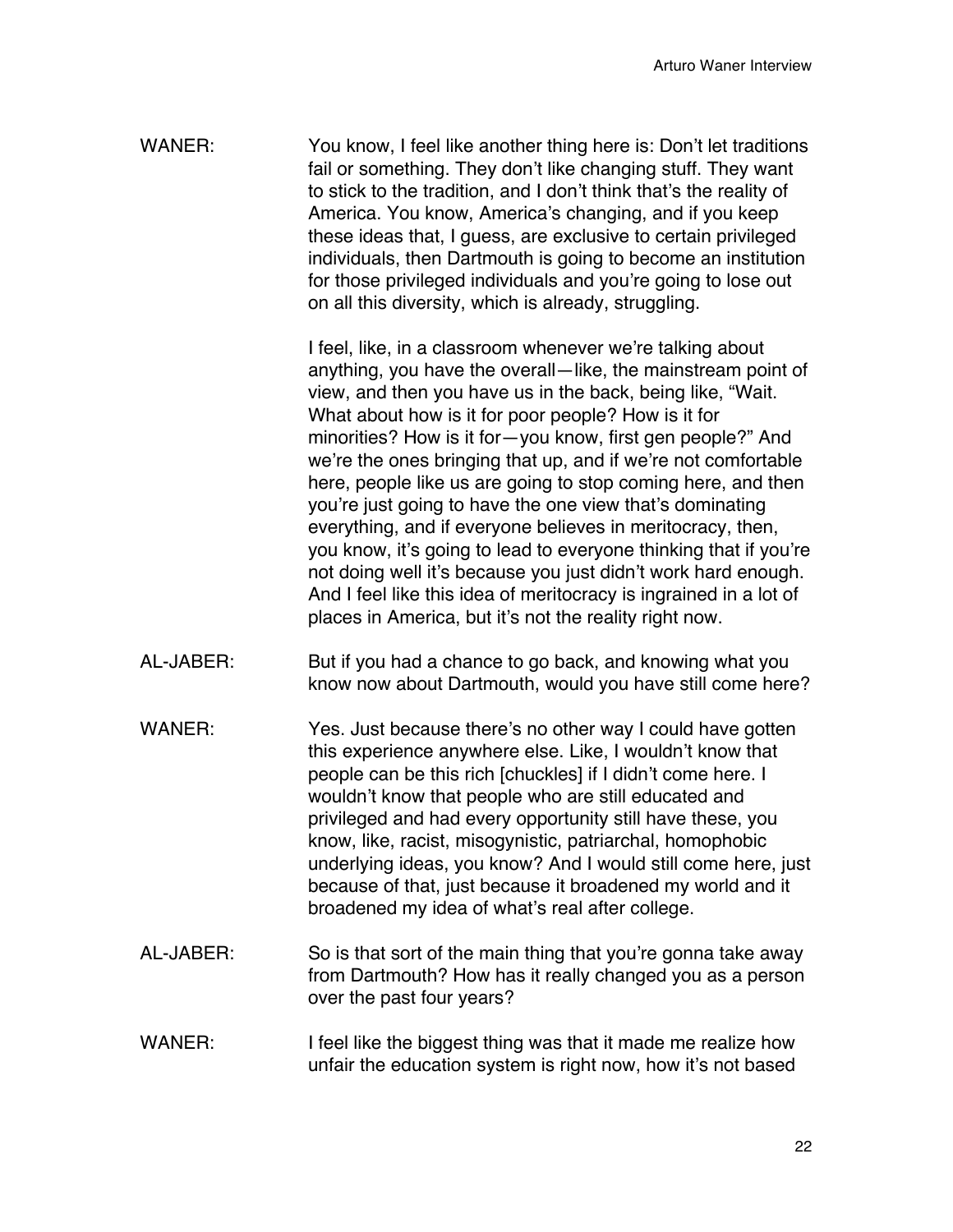WANER: You know, I feel like another thing here is: Don't let traditions fail or something. They don't like changing stuff. They want to stick to the tradition, and I don't think that's the reality of America. You know, America's changing, and if you keep these ideas that, I guess, are exclusive to certain privileged individuals, then Dartmouth is going to become an institution for those privileged individuals and you're going to lose out on all this diversity, which is already, struggling.

I feel, like, in a classroom whenever we're talking about anything, you have the overall—like, the mainstream point of view, and then you have us in the back, being like, "Wait. What about how is it for poor people? How is it for minorities? How is it for—you know, first gen people?" And we're the ones bringing that up, and if we're not comfortable here, people like us are going to stop coming here, and then you're just going to have the one view that's dominating everything, and if everyone believes in meritocracy, then, you know, it's going to lead to everyone thinking that if you're not doing well it's because you just didn't work hard enough. And I feel like this idea of meritocracy is ingrained in a lot of places in America, but it's not the reality right now.

AL-JABER: But if you had a chance to go back, and knowing what you know now about Dartmouth, would you have still come here?

WANER: Yes. Just because there's no other way I could have gotten this experience anywhere else. Like, I wouldn't know that people can be this rich [chuckles] if I didn't come here. I wouldn't know that people who are still educated and privileged and had every opportunity still have these, you know, like, racist, misogynistic, patriarchal, homophobic underlying ideas, you know? And I would still come here, just because of that, just because it broadened my world and it broadened my idea of what's real after college.

AL-JABER: So is that sort of the main thing that you're gonna take away from Dartmouth? How has it really changed you as a person over the past four years?

WANER: I feel like the biggest thing was that it made me realize how unfair the education system is right now, how it's not based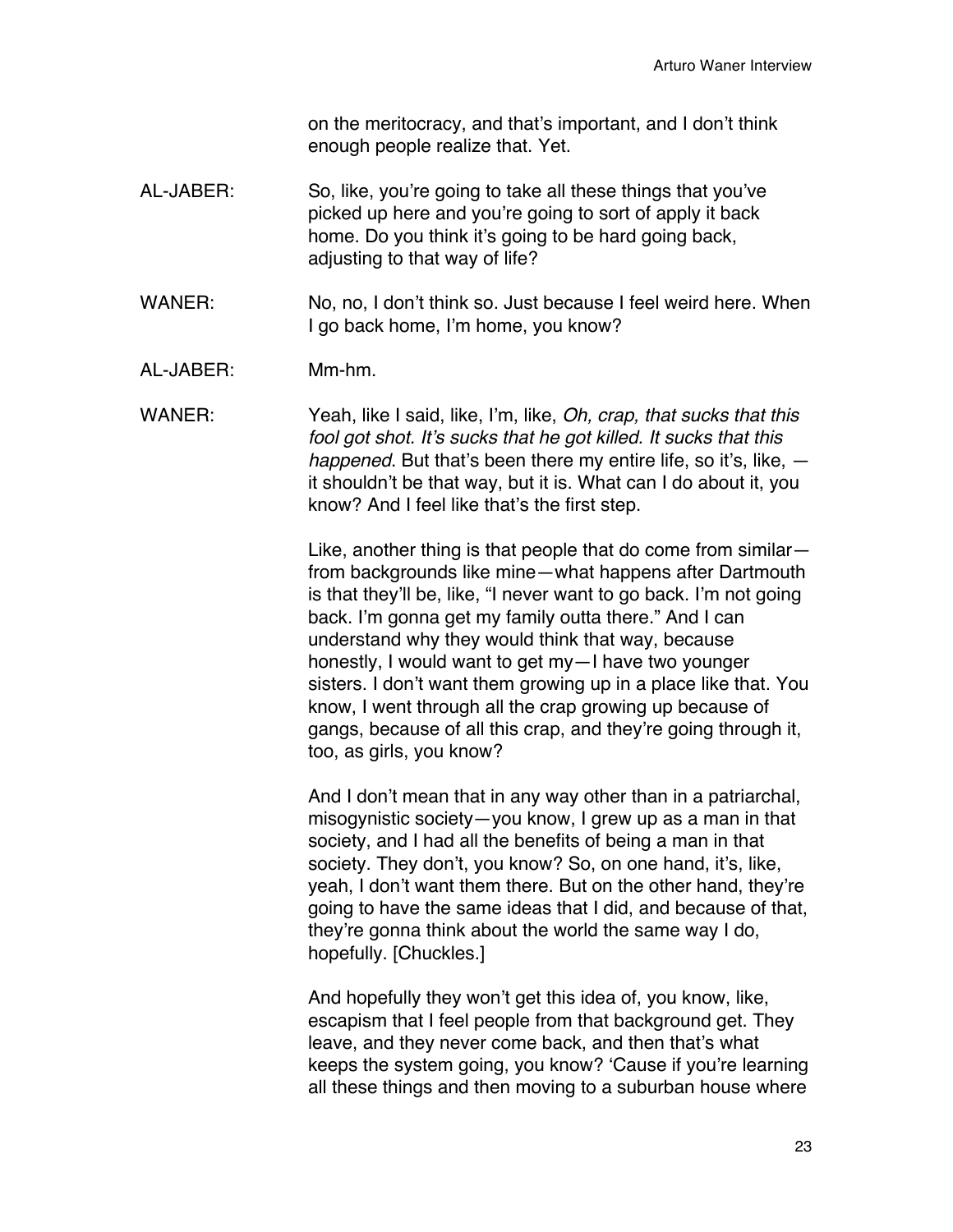on the meritocracy, and that's important, and I don't think enough people realize that. Yet.

AL-JABER: So, like, you're going to take all these things that you've picked up here and you're going to sort of apply it back home. Do you think it's going to be hard going back, adjusting to that way of life?

WANER: No, no, I don't think so. Just because I feel weird here. When I go back home, I'm home, you know?

AL-JABER: Mm-hm.

WANER: Yeah, like I said, like, I'm, like, *Oh, crap, that sucks that this fool got shot. It's sucks that he got killed. It sucks that this happened*. But that's been there my entire life, so it's, like, — it shouldn't be that way, but it is. What can I do about it, you know? And I feel like that's the first step.

Like, another thing is that people that do come from similar—from backgrounds like mine—what happens after Dartmouth is that they'll be, like, "I never want to go back. I'm not going back. I'm gonna get my family outta there." And I can understand why they would think that way, because honestly, I would want to get my—I have two younger sisters. I don't want them growing up in a place like that. You know, I went through all the crap growing up because of gangs, because of all this crap, and they're going through it, too, as girls, you know?

And I don't mean that in any way other than in a patriarchal, misogynistic society—you know, I grew up as a man in that society, and I had all the benefits of being a man in that society. They don't, you know? So, on one hand, it's, like, yeah, I don't want them there. But on the other hand, they're going to have the same ideas that I did, and because of that, they're gonna think about the world the same way I do, hopefully. [Chuckles.]

And hopefully they won't get this idea of, you know, like, escapism that I feel people from that background get. They leave, and they never come back, and then that's what keeps the system going, you know? 'Cause if you're learning all these things and then moving to a suburban house where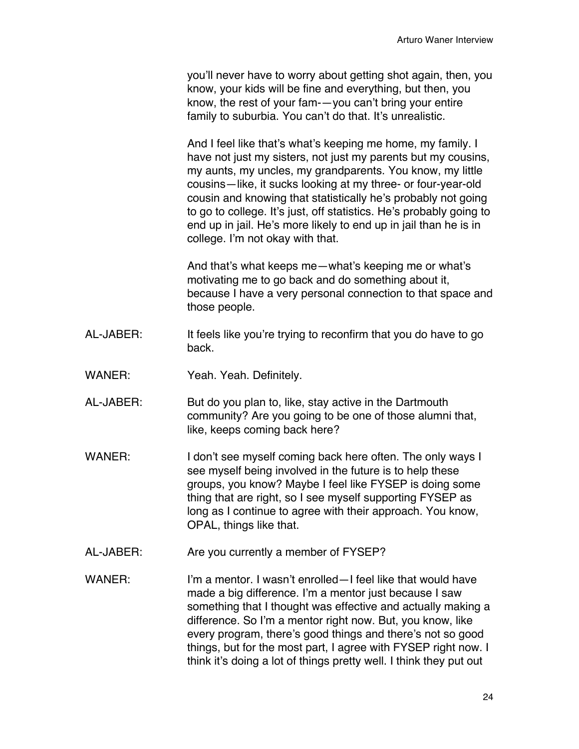you'll never have to worry about getting shot again, then, you know, your kids will be fine and everything, but then, you know, the rest of your fam-—you can't bring your entire family to suburbia. You can't do that. It's unrealistic.

And I feel like that's what's keeping me home, my family. I have not just my sisters, not just my parents but my cousins, my aunts, my uncles, my grandparents. You know, my little cousins—like, it sucks looking at my three- or four-year-old cousin and knowing that statistically he's probably not going to go to college. It's just, off statistics. He's probably going to end up in jail. He's more likely to end up in jail than he is in college. I'm not okay with that.

And that's what keeps me—what's keeping me or what's motivating me to go back and do something about it, because I have a very personal connection to that space and those people.

AL-JABER: It feels like you're trying to reconfirm that you do have to go back.

WANER: Yeah. Yeah. Definitely.

AL-JABER: But do you plan to, like, stay active in the Dartmouth community? Are you going to be one of those alumni that, like, keeps coming back here?

WANER: I don't see myself coming back here often. The only ways I see myself being involved in the future is to help these groups, you know? Maybe I feel like FYSEP is doing some thing that are right, so I see myself supporting FYSEP as long as I continue to agree with their approach. You know, OPAL, things like that.

AL-JABER: Are you currently a member of FYSEP?

WANER: I'm a mentor. I wasn't enrolled—I feel like that would have made a big difference. I'm a mentor just because I saw something that I thought was effective and actually making a difference. So I'm a mentor right now. But, you know, like every program, there's good things and there's not so good things, but for the most part, I agree with FYSEP right now. I think it's doing a lot of things pretty well. I think they put out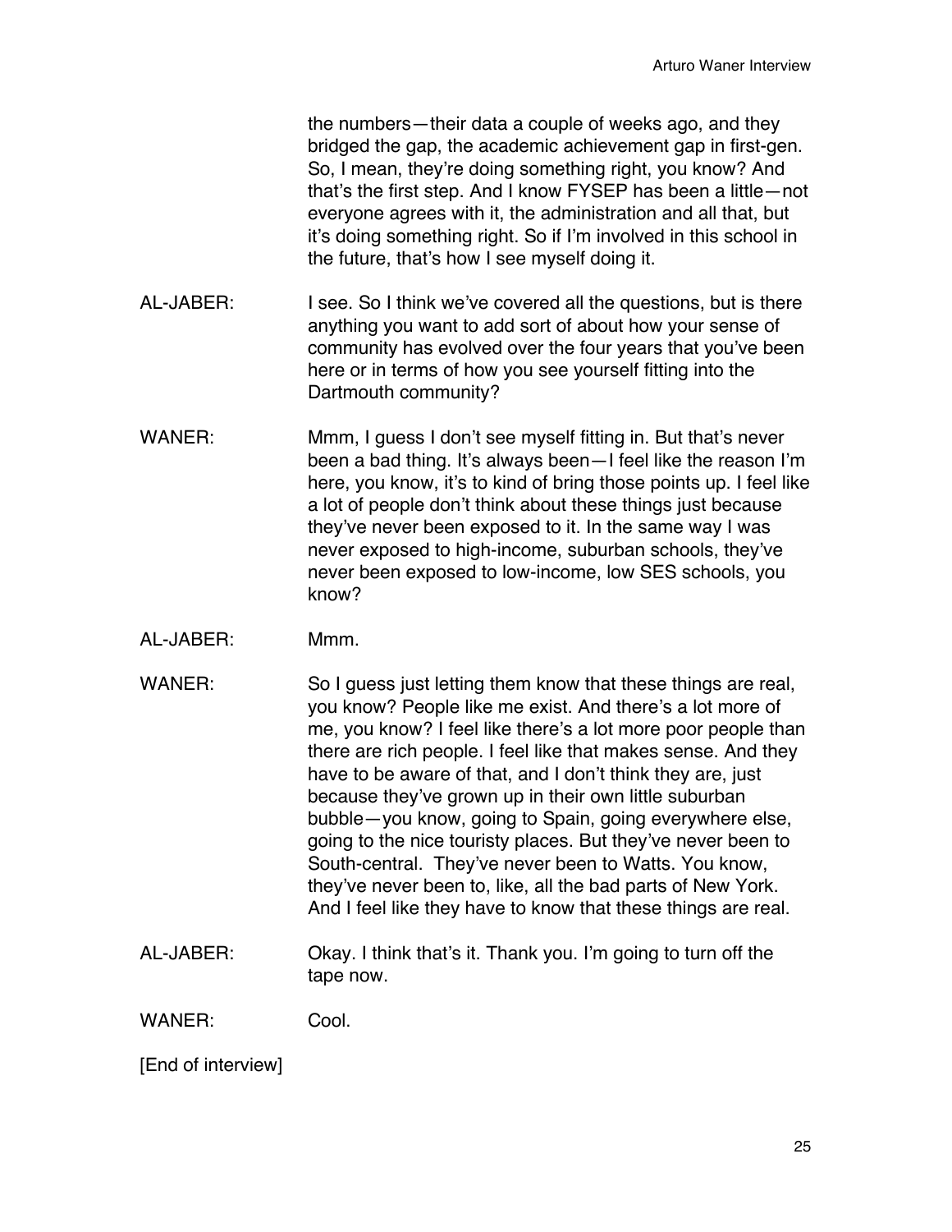the numbers—their data a couple of weeks ago, and they bridged the gap, the academic achievement gap in first-gen. So, I mean, they're doing something right, you know? And that's the first step. And I know FYSEP has been a little—not everyone agrees with it, the administration and all that, but it's doing something right. So if I'm involved in this school in the future, that's how I see myself doing it.

AL-JABER: I see. So I think we've covered all the questions, but is there anything you want to add sort of about how your sense of community has evolved over the four years that you've been here or in terms of how you see yourself fitting into the Dartmouth community?

WANER: Mmm, I guess I don't see myself fitting in. But that's never been a bad thing. It's always been—I feel like the reason I'm here, you know, it's to kind of bring those points up. I feel like a lot of people don't think about these things just because they've never been exposed to it. In the same way I was never exposed to high-income, suburban schools, they've never been exposed to low-income, low SES schools, you know?

AL-JABER: Mmm.

WANER: So I guess just letting them know that these things are real, you know? People like me exist. And there's a lot more of me, you know? I feel like there's a lot more poor people than there are rich people. I feel like that makes sense. And they have to be aware of that, and I don't think they are, just because they've grown up in their own little suburban bubble—you know, going to Spain, going everywhere else, going to the nice touristy places. But they've never been to South-central. They've never been to Watts. You know, they've never been to, like, all the bad parts of New York. And I feel like they have to know that these things are real.

AL-JABER: Okay. I think that's it. Thank you. I'm going to turn off the tape now.

WANER: Cool.

[End of interview]